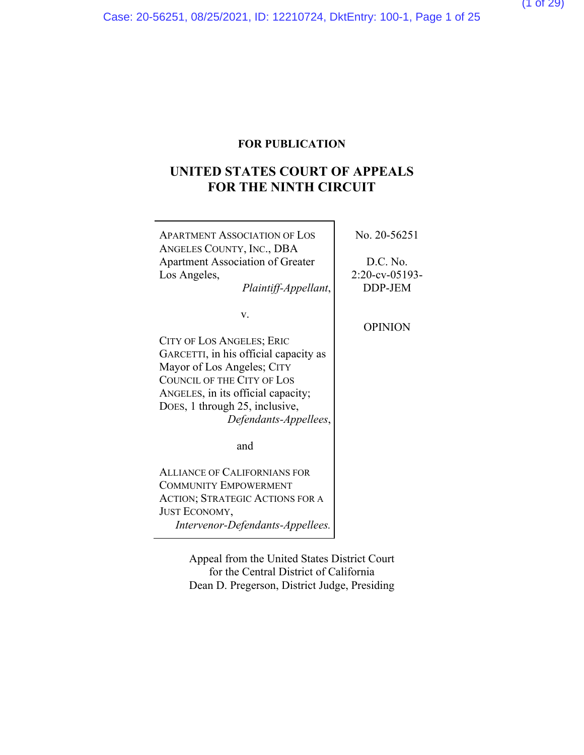**FOR PUBLICATION**

# UNITED STATES COURT OF APPEALS FOR THE NINTH CIRCUIT

APARTMENT ASSOCIATION OF LOS ANGELES COUNTY, INC., DBA Apartment Association of Greater Los Angeles,
*Plaintiff-Appellant*,

v.

CITY OF LOS ANGELES; ERIC GARCETTI, in his official capacity as Mayor of Los Angeles; CITY COUNCIL OF THE CITY OF LOS ANGELES, in its official capacity; DOES, 1 through 25, inclusive,
*Defendants-Appellees*,

and

ALLIANCE OF CALIFORNIANS FOR COMMUNITY EMPOWERMENT ACTION; STRATEGIC ACTIONS FOR A JUST ECONOMY,
*Intervenor-Defendants-Appellees.*

No. 20-56251

D.C. No. 2:20-cv-05193-DDP-JEM

OPINION

Appeal from the United States District Court for the Central District of California
Dean D. Pregerson, District Judge, Presiding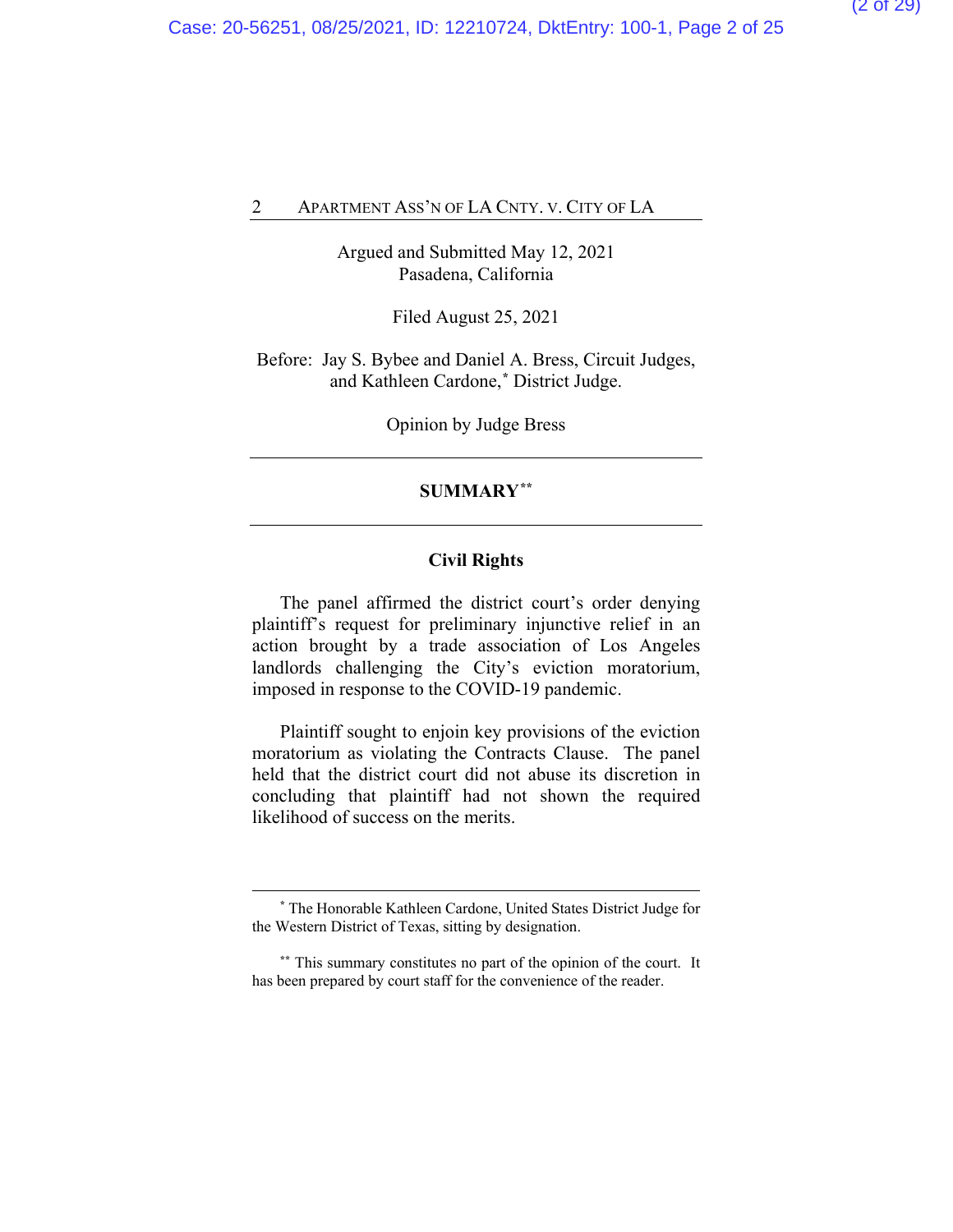Argued and Submitted May 12, 2021
Pasadena, California

Filed August 25, 2021

Before: Jay S. Bybee and Daniel A. Bress, Circuit Judges, and Kathleen Cardone,[*] District Judge.

Opinion by Judge Bress

---

## SUMMARY[**]

---

### Civil Rights

The panel affirmed the district court's order denying plaintiff's request for preliminary injunctive relief in an action brought by a trade association of Los Angeles landlords challenging the City's eviction moratorium, imposed in response to the COVID-19 pandemic.

Plaintiff sought to enjoin key provisions of the eviction moratorium as violating the Contracts Clause. The panel held that the district court did not abuse its discretion in concluding that plaintiff had not shown the required likelihood of success on the merits.

---

[*] The Honorable Kathleen Cardone, United States District Judge for the Western District of Texas, sitting by designation.

[**] This summary constitutes no part of the opinion of the court. It has been prepared by court staff for the convenience of the reader.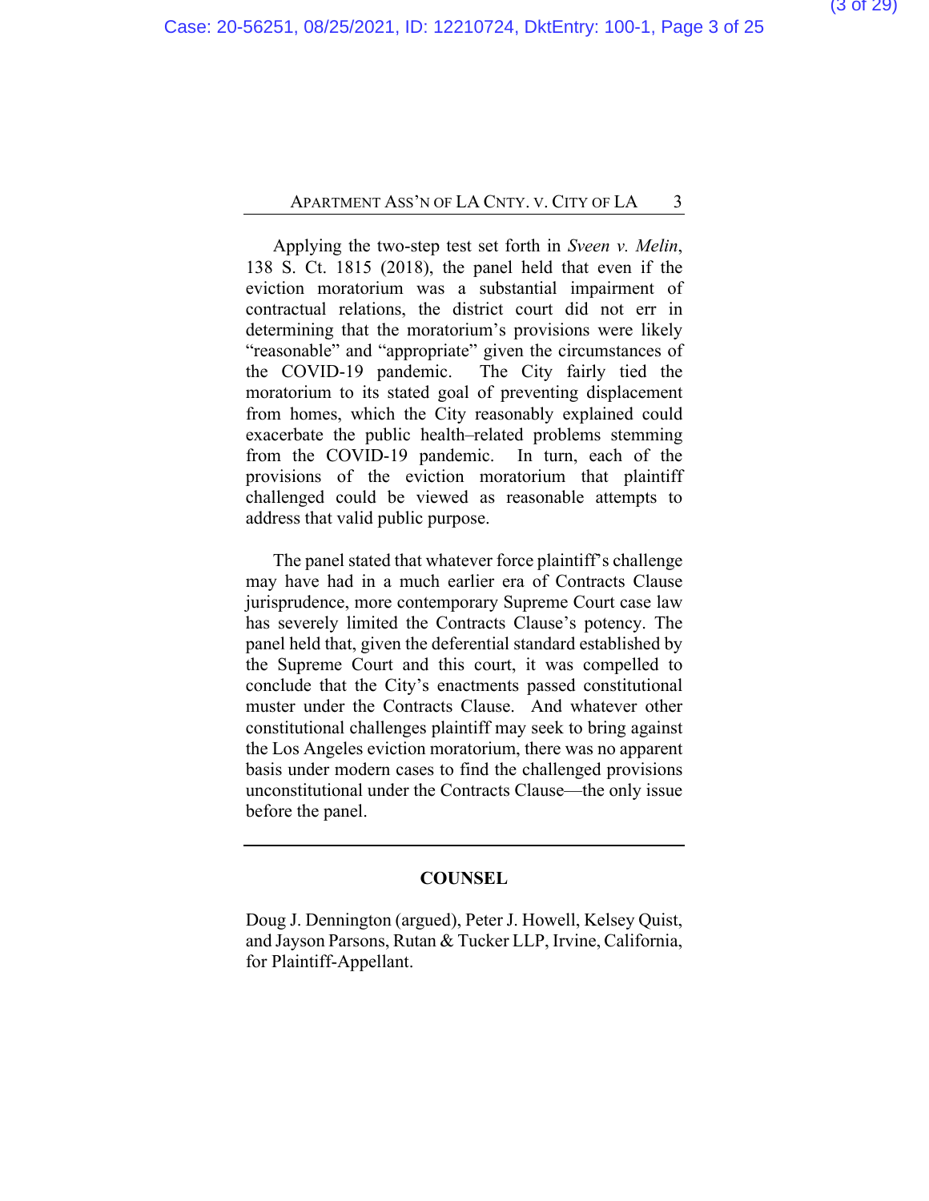Applying the two-step test set forth in *Sveen v. Melin*, 138 S. Ct. 1815 (2018), the panel held that even if the eviction moratorium was a substantial impairment of contractual relations, the district court did not err in determining that the moratorium's provisions were likely "reasonable" and "appropriate" given the circumstances of the COVID-19 pandemic. The City fairly tied the moratorium to its stated goal of preventing displacement from homes, which the City reasonably explained could exacerbate the public health–related problems stemming from the COVID-19 pandemic. In turn, each of the provisions of the eviction moratorium that plaintiff challenged could be viewed as reasonable attempts to address that valid public purpose.

The panel stated that whatever force plaintiff's challenge may have had in a much earlier era of Contracts Clause jurisprudence, more contemporary Supreme Court case law has severely limited the Contracts Clause's potency. The panel held that, given the deferential standard established by the Supreme Court and this court, it was compelled to conclude that the City's enactments passed constitutional muster under the Contracts Clause. And whatever other constitutional challenges plaintiff may seek to bring against the Los Angeles eviction moratorium, there was no apparent basis under modern cases to find the challenged provisions unconstitutional under the Contracts Clause—the only issue before the panel.

---

**COUNSEL**

Doug J. Dennington (argued), Peter J. Howell, Kelsey Quist, and Jayson Parsons, Rutan & Tucker LLP, Irvine, California, for Plaintiff-Appellant.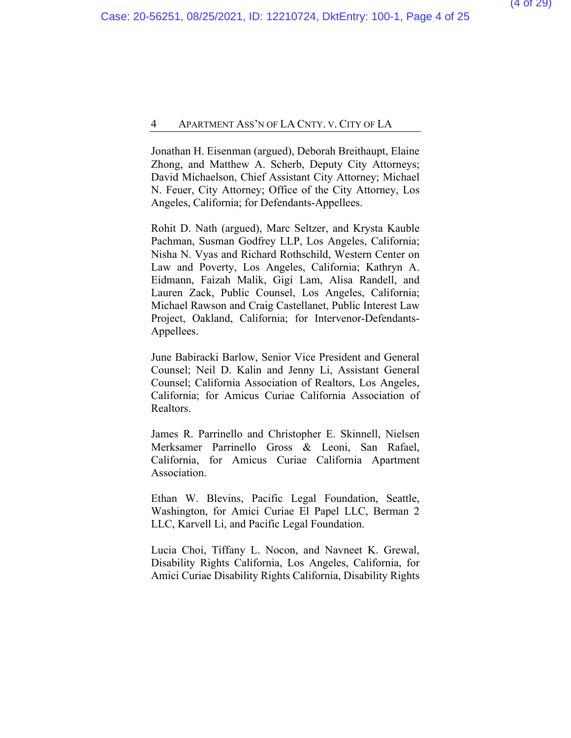Jonathan H. Eisenman (argued), Deborah Breithaupt, Elaine Zhong, and Matthew A. Scherb, Deputy City Attorneys; David Michaelson, Chief Assistant City Attorney; Michael N. Feuer, City Attorney; Office of the City Attorney, Los Angeles, California; for Defendants-Appellees.

Rohit D. Nath (argued), Marc Seltzer, and Krysta Kauble Pachman, Susman Godfrey LLP, Los Angeles, California; Nisha N. Vyas and Richard Rothschild, Western Center on Law and Poverty, Los Angeles, California; Kathryn A. Eidmann, Faizah Malik, Gigi Lam, Alisa Randell, and Lauren Zack, Public Counsel, Los Angeles, California; Michael Rawson and Craig Castellanet, Public Interest Law Project, Oakland, California; for Intervenor-Defendants-Appellees.

June Babiracki Barlow, Senior Vice President and General Counsel; Neil D. Kalin and Jenny Li, Assistant General Counsel; California Association of Realtors, Los Angeles, California; for Amicus Curiae California Association of Realtors.

James R. Parrinello and Christopher E. Skinnell, Nielsen Merksamer Parrinello Gross & Leoni, San Rafael, California, for Amicus Curiae California Apartment Association.

Ethan W. Blevins, Pacific Legal Foundation, Seattle, Washington, for Amici Curiae El Papel LLC, Berman 2 LLC, Karvell Li, and Pacific Legal Foundation.

Lucia Choi, Tiffany L. Nocon, and Navneet K. Grewal, Disability Rights California, Los Angeles, California, for Amici Curiae Disability Rights California, Disability Rights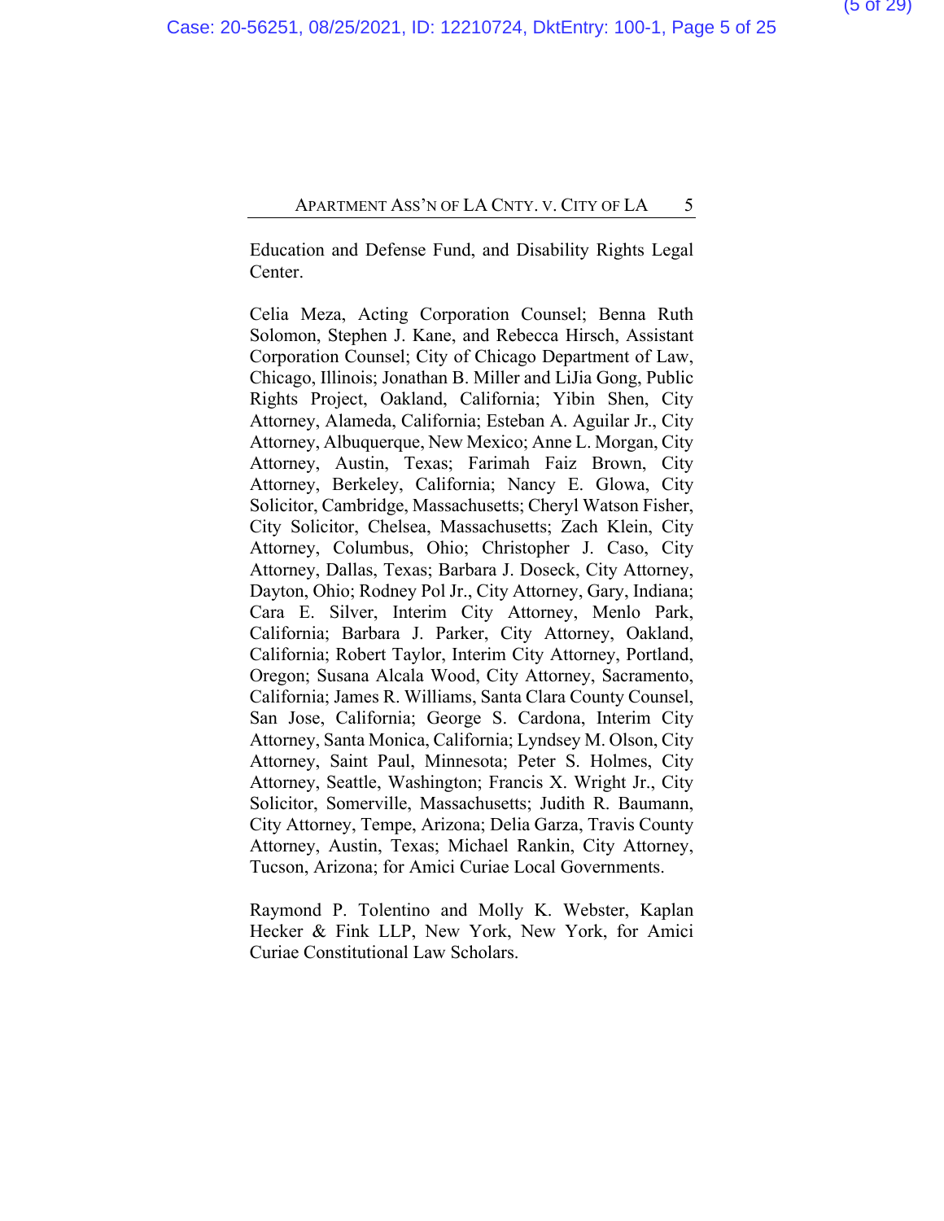Education and Defense Fund, and Disability Rights Legal Center.

Celia Meza, Acting Corporation Counsel; Benna Ruth Solomon, Stephen J. Kane, and Rebecca Hirsch, Assistant Corporation Counsel; City of Chicago Department of Law, Chicago, Illinois; Jonathan B. Miller and LiJia Gong, Public Rights Project, Oakland, California; Yibin Shen, City Attorney, Alameda, California; Esteban A. Aguilar Jr., City Attorney, Albuquerque, New Mexico; Anne L. Morgan, City Attorney, Austin, Texas; Farimah Faiz Brown, City Attorney, Berkeley, California; Nancy E. Glowa, City Solicitor, Cambridge, Massachusetts; Cheryl Watson Fisher, City Solicitor, Chelsea, Massachusetts; Zach Klein, City Attorney, Columbus, Ohio; Christopher J. Caso, City Attorney, Dallas, Texas; Barbara J. Doseck, City Attorney, Dayton, Ohio; Rodney Pol Jr., City Attorney, Gary, Indiana; Cara E. Silver, Interim City Attorney, Menlo Park, California; Barbara J. Parker, City Attorney, Oakland, California; Robert Taylor, Interim City Attorney, Portland, Oregon; Susana Alcala Wood, City Attorney, Sacramento, California; James R. Williams, Santa Clara County Counsel, San Jose, California; George S. Cardona, Interim City Attorney, Santa Monica, California; Lyndsey M. Olson, City Attorney, Saint Paul, Minnesota; Peter S. Holmes, City Attorney, Seattle, Washington; Francis X. Wright Jr., City Solicitor, Somerville, Massachusetts; Judith R. Baumann, City Attorney, Tempe, Arizona; Delia Garza, Travis County Attorney, Austin, Texas; Michael Rankin, City Attorney, Tucson, Arizona; for Amici Curiae Local Governments.

Raymond P. Tolentino and Molly K. Webster, Kaplan Hecker & Fink LLP, New York, New York, for Amici Curiae Constitutional Law Scholars.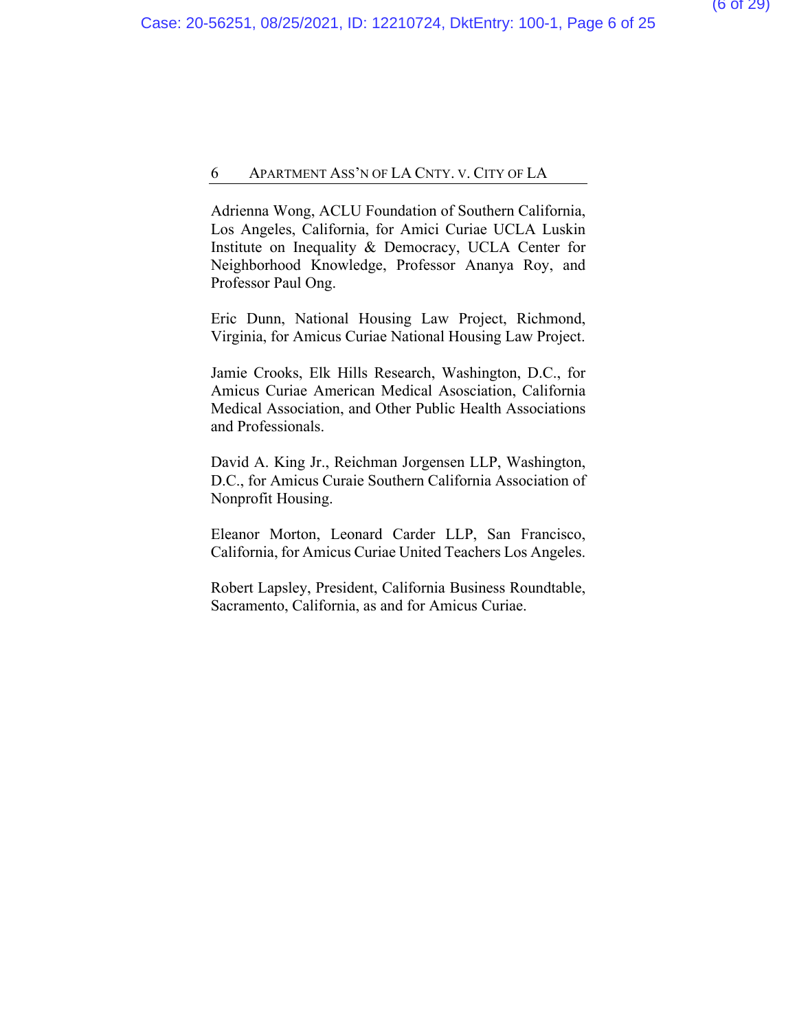Adrienna Wong, ACLU Foundation of Southern California, Los Angeles, California, for Amici Curiae UCLA Luskin Institute on Inequality & Democracy, UCLA Center for Neighborhood Knowledge, Professor Ananya Roy, and Professor Paul Ong.

Eric Dunn, National Housing Law Project, Richmond, Virginia, for Amicus Curiae National Housing Law Project.

Jamie Crooks, Elk Hills Research, Washington, D.C., for Amicus Curiae American Medical Asociation, California Medical Association, and Other Public Health Associations and Professionals.

David A. King Jr., Reichman Jorgensen LLP, Washington, D.C., for Amicus Curaie Southern California Association of Nonprofit Housing.

Eleanor Morton, Leonard Carder LLP, San Francisco, California, for Amicus Curiae United Teachers Los Angeles.

Robert Lapsley, President, California Business Roundtable, Sacramento, California, as and for Amicus Curiae.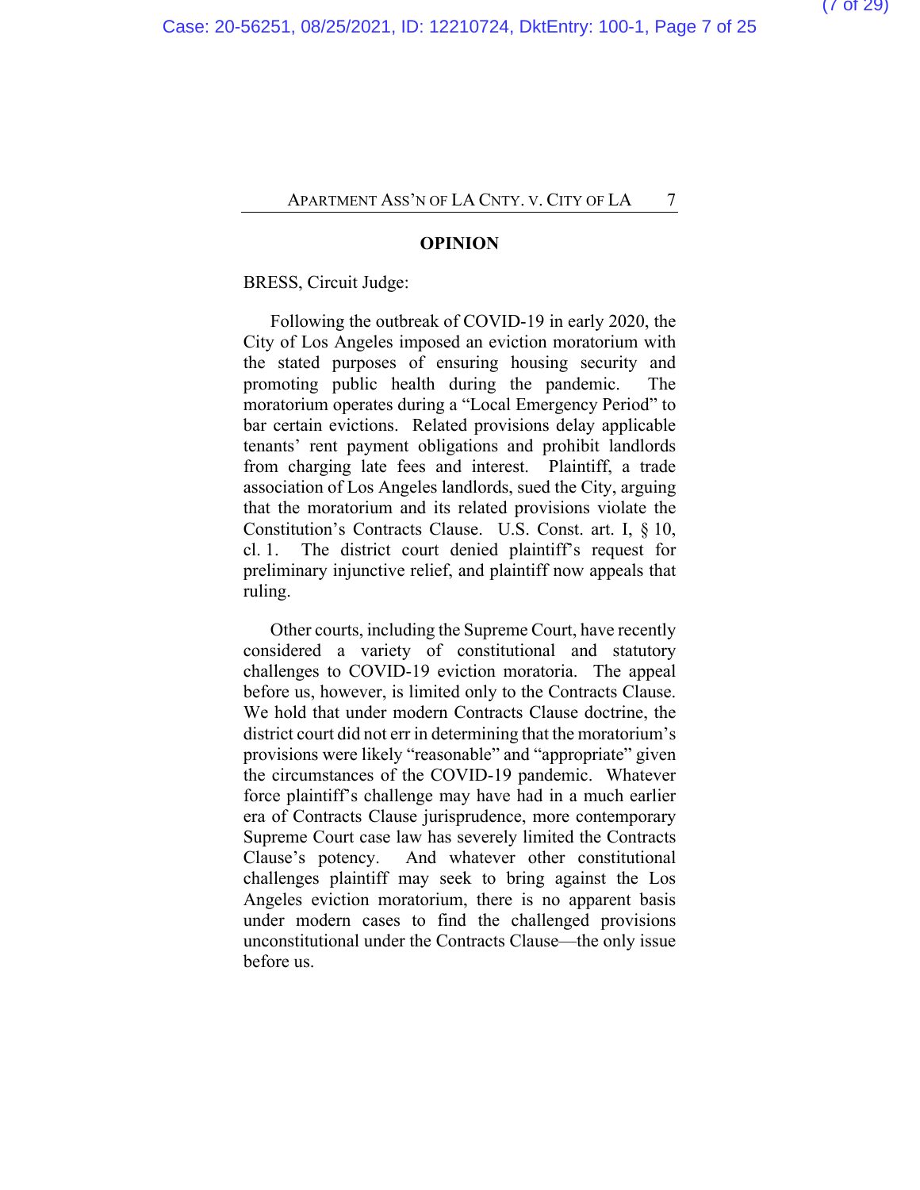## OPINION

BRESS, Circuit Judge:

Following the outbreak of COVID-19 in early 2020, the City of Los Angeles imposed an eviction moratorium with the stated purposes of ensuring housing security and promoting public health during the pandemic. The moratorium operates during a "Local Emergency Period" to bar certain evictions. Related provisions delay applicable tenants' rent payment obligations and prohibit landlords from charging late fees and interest. Plaintiff, a trade association of Los Angeles landlords, sued the City, arguing that the moratorium and its related provisions violate the Constitution's Contracts Clause. U.S. Const. art. I, § 10, cl. 1. The district court denied plaintiff's request for preliminary injunctive relief, and plaintiff now appeals that ruling.

Other courts, including the Supreme Court, have recently considered a variety of constitutional and statutory challenges to COVID-19 eviction moratoria. The appeal before us, however, is limited only to the Contracts Clause. We hold that under modern Contracts Clause doctrine, the district court did not err in determining that the moratorium's provisions were likely "reasonable" and "appropriate" given the circumstances of the COVID-19 pandemic. Whatever force plaintiff's challenge may have had in a much earlier era of Contracts Clause jurisprudence, more contemporary Supreme Court case law has severely limited the Contracts Clause's potency. And whatever other constitutional challenges plaintiff may seek to bring against the Los Angeles eviction moratorium, there is no apparent basis under modern cases to find the challenged provisions unconstitutional under the Contracts Clause—the only issue before us.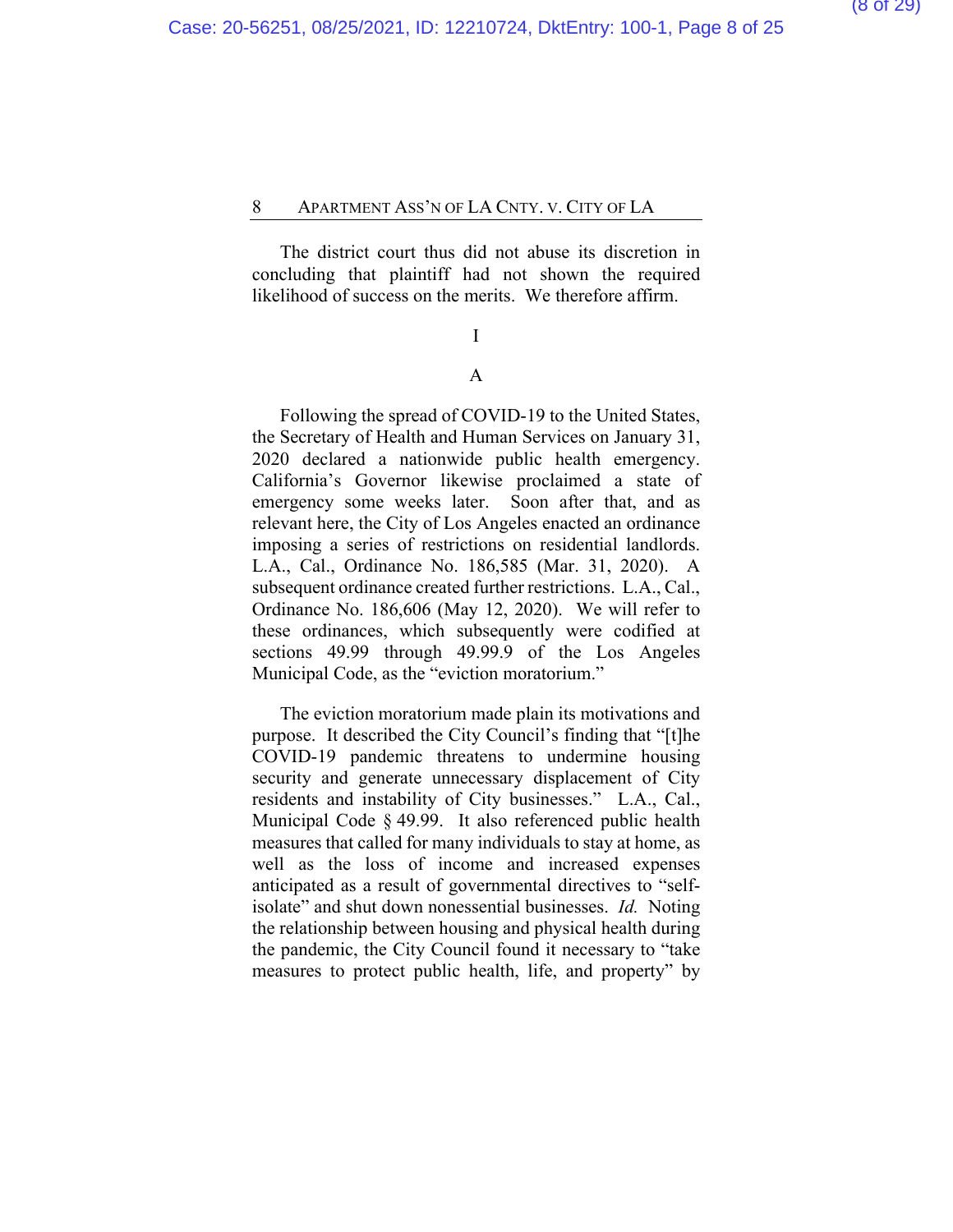The district court thus did not abuse its discretion in concluding that plaintiff had not shown the required likelihood of success on the merits. We therefore affirm.

# I

## A

Following the spread of COVID-19 to the United States, the Secretary of Health and Human Services on January 31, 2020 declared a nationwide public health emergency. California's Governor likewise proclaimed a state of emergency some weeks later. Soon after that, and as relevant here, the City of Los Angeles enacted an ordinance imposing a series of restrictions on residential landlords. L.A., Cal., Ordinance No. 186,585 (Mar. 31, 2020). A subsequent ordinance created further restrictions. L.A., Cal., Ordinance No. 186,606 (May 12, 2020). We will refer to these ordinances, which subsequently were codified at sections 49.99 through 49.99.9 of the Los Angeles Municipal Code, as the "eviction moratorium."

The eviction moratorium made plain its motivations and purpose. It described the City Council's finding that "[t]he COVID-19 pandemic threatens to undermine housing security and generate unnecessary displacement of City residents and instability of City businesses." L.A., Cal., Municipal Code § 49.99. It also referenced public health measures that called for many individuals to stay at home, as well as the loss of income and increased expenses anticipated as a result of governmental directives to "self-isolate" and shut down nonessential businesses. *Id.* Noting the relationship between housing and physical health during the pandemic, the City Council found it necessary to "take measures to protect public health, life, and property" by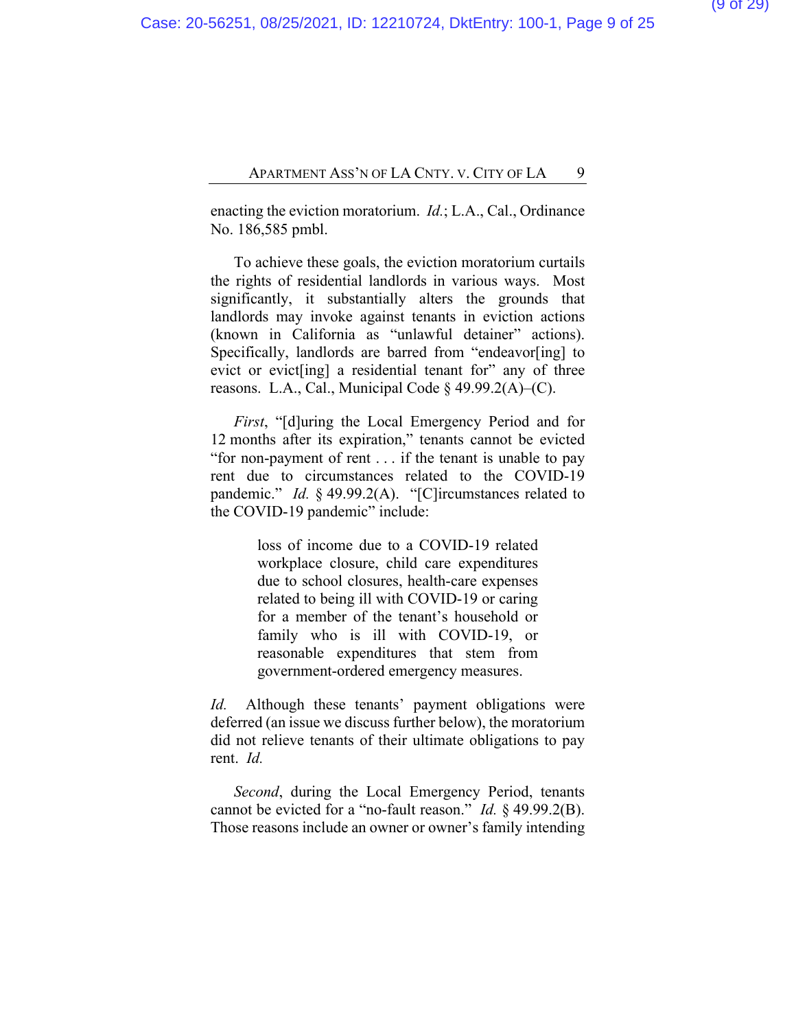enacting the eviction moratorium. *Id.*; L.A., Cal., Ordinance No. 186,585 pmbl.

To achieve these goals, the eviction moratorium curtails the rights of residential landlords in various ways. Most significantly, it substantially alters the grounds that landlords may invoke against tenants in eviction actions (known in California as "unlawful detainer" actions). Specifically, landlords are barred from "endeavor[ing] to evict or evict[ing] a residential tenant for" any of three reasons. L.A., Cal., Municipal Code § 49.99.2(A)–(C).

*First*, "[d]uring the Local Emergency Period and for 12 months after its expiration," tenants cannot be evicted "for non-payment of rent . . . if the tenant is unable to pay rent due to circumstances related to the COVID-19 pandemic." *Id.* § 49.99.2(A). "[C]ircumstances related to the COVID-19 pandemic" include:

> loss of income due to a COVID-19 related workplace closure, child care expenditures due to school closures, health-care expenses related to being ill with COVID-19 or caring for a member of the tenant's household or family who is ill with COVID-19, or reasonable expenditures that stem from government-ordered emergency measures.

*Id.* Although these tenants' payment obligations were deferred (an issue we discuss further below), the moratorium did not relieve tenants of their ultimate obligations to pay rent. *Id.*

*Second*, during the Local Emergency Period, tenants cannot be evicted for a "no-fault reason." *Id.* § 49.99.2(B). Those reasons include an owner or owner's family intending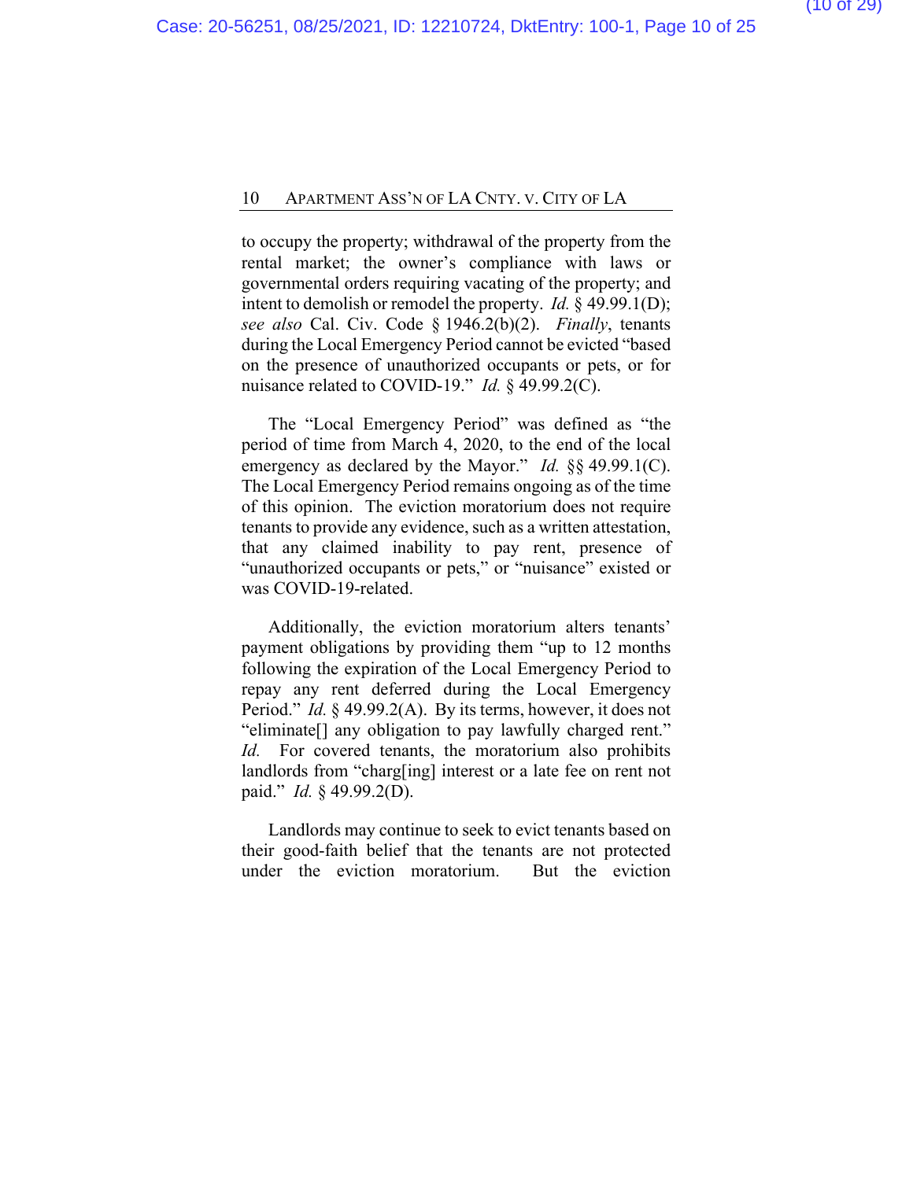to occupy the property; withdrawal of the property from the rental market; the owner's compliance with laws or governmental orders requiring vacating of the property; and intent to demolish or remodel the property. *Id.* § 49.99.1(D); *see also* Cal. Civ. Code § 1946.2(b)(2). *Finally*, tenants during the Local Emergency Period cannot be evicted "based on the presence of unauthorized occupants or pets, or for nuisance related to COVID-19." *Id.* § 49.99.2(C).

The "Local Emergency Period" was defined as "the period of time from March 4, 2020, to the end of the local emergency as declared by the Mayor." *Id.* §§ 49.99.1(C). The Local Emergency Period remains ongoing as of the time of this opinion. The eviction moratorium does not require tenants to provide any evidence, such as a written attestation, that any claimed inability to pay rent, presence of "unauthorized occupants or pets," or "nuisance" existed or was COVID-19-related.

Additionally, the eviction moratorium alters tenants' payment obligations by providing them "up to 12 months following the expiration of the Local Emergency Period to repay any rent deferred during the Local Emergency Period." *Id.* § 49.99.2(A). By its terms, however, it does not "eliminate[] any obligation to pay lawfully charged rent." *Id.* For covered tenants, the moratorium also prohibits landlords from "charg[ing] interest or a late fee on rent not paid." *Id.* § 49.99.2(D).

Landlords may continue to seek to evict tenants based on their good-faith belief that the tenants are not protected under the eviction moratorium. But the eviction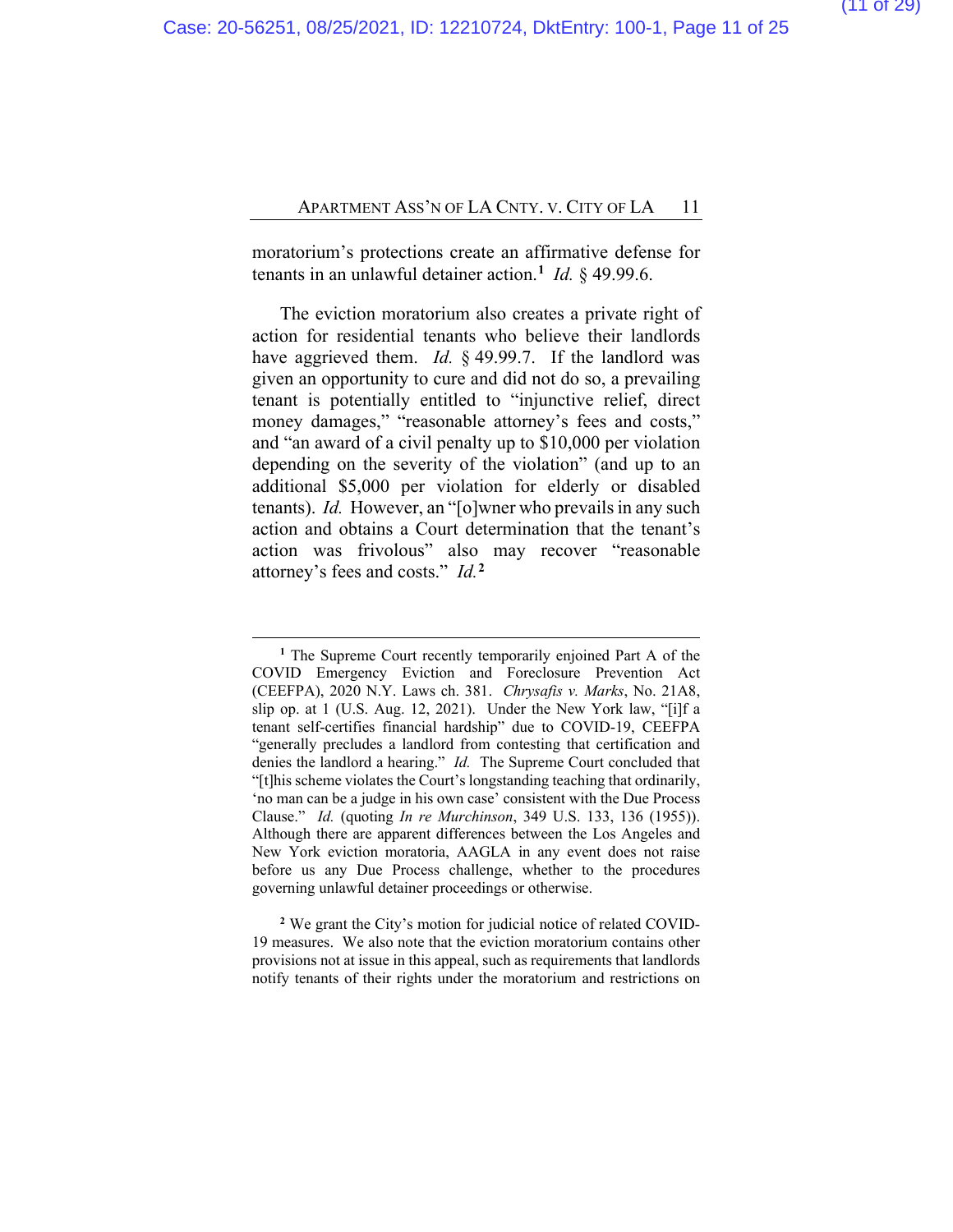moratorium's protections create an affirmative defense for tenants in an unlawful detainer action.[1] *Id.* § 49.99.6.

The eviction moratorium also creates a private right of action for residential tenants who believe their landlords have aggrieved them. *Id.* § 49.99.7. If the landlord was given an opportunity to cure and did not do so, a prevailing tenant is potentially entitled to "injunctive relief, direct money damages," "reasonable attorney's fees and costs," and "an award of a civil penalty up to $10,000 per violation depending on the severity of the violation" (and up to an additional $5,000 per violation for elderly or disabled tenants). *Id.* However, an "[o]wner who prevails in any such action and obtains a Court determination that the tenant's action was frivolous" also may recover "reasonable attorney's fees and costs." *Id.*[2]

---

[1] The Supreme Court recently temporarily enjoined Part A of the COVID Emergency Eviction and Foreclosure Prevention Act (CEEFPA), 2020 N.Y. Laws ch. 381. *Chrysafis v. Marks*, No. 21A8, slip op. at 1 (U.S. Aug. 12, 2021). Under the New York law, "[i]f a tenant self-certifies financial hardship" due to COVID-19, CEEFPA "generally precludes a landlord from contesting that certification and denies the landlord a hearing." *Id.* The Supreme Court concluded that "[t]his scheme violates the Court's longstanding teaching that ordinarily, 'no man can be a judge in his own case' consistent with the Due Process Clause." *Id.* (quoting *In re Murchinson*, 349 U.S. 133, 136 (1955)). Although there are apparent differences between the Los Angeles and New York eviction moratoria, AAGLA in any event does not raise before us any Due Process challenge, whether to the procedures governing unlawful detainer proceedings or otherwise.

[2] We grant the City's motion for judicial notice of related COVID-19 measures. We also note that the eviction moratorium contains other provisions not at issue in this appeal, such as requirements that landlords notify tenants of their rights under the moratorium and restrictions on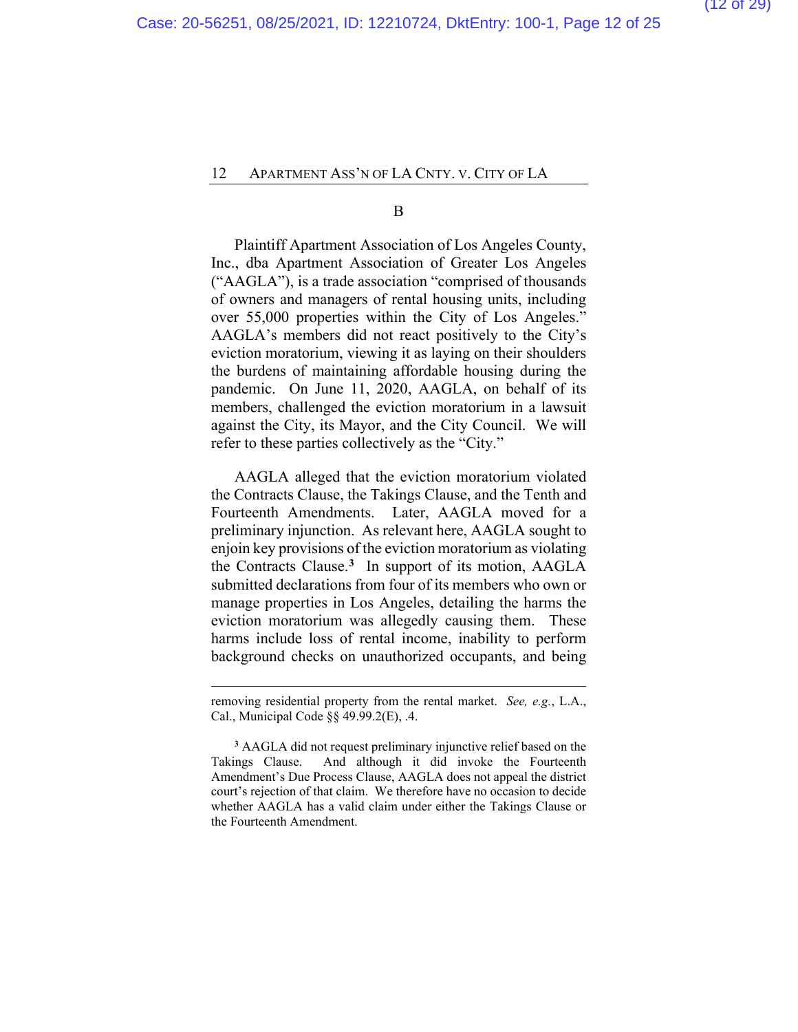B

Plaintiff Apartment Association of Los Angeles County, Inc., dba Apartment Association of Greater Los Angeles ("AAGLA"), is a trade association "comprised of thousands of owners and managers of rental housing units, including over 55,000 properties within the City of Los Angeles." AAGLA's members did not react positively to the City's eviction moratorium, viewing it as laying on their shoulders the burdens of maintaining affordable housing during the pandemic. On June 11, 2020, AAGLA, on behalf of its members, challenged the eviction moratorium in a lawsuit against the City, its Mayor, and the City Council. We will refer to these parties collectively as the "City."

AAGLA alleged that the eviction moratorium violated the Contracts Clause, the Takings Clause, and the Tenth and Fourteenth Amendments. Later, AAGLA moved for a preliminary injunction. As relevant here, AAGLA sought to enjoin key provisions of the eviction moratorium as violating the Contracts Clause.[3] In support of its motion, AAGLA submitted declarations from four of its members who own or manage properties in Los Angeles, detailing the harms the eviction moratorium was allegedly causing them. These harms include loss of rental income, inability to perform background checks on unauthorized occupants, and being

---

removing residential property from the rental market. *See, e.g.*, L.A., Cal., Municipal Code §§ 49.99.2(E), .4.

[3] AAGLA did not request preliminary injunctive relief based on the Takings Clause. And although it did invoke the Fourteenth Amendment's Due Process Clause, AAGLA does not appeal the district court's rejection of that claim. We therefore have no occasion to decide whether AAGLA has a valid claim under either the Takings Clause or the Fourteenth Amendment.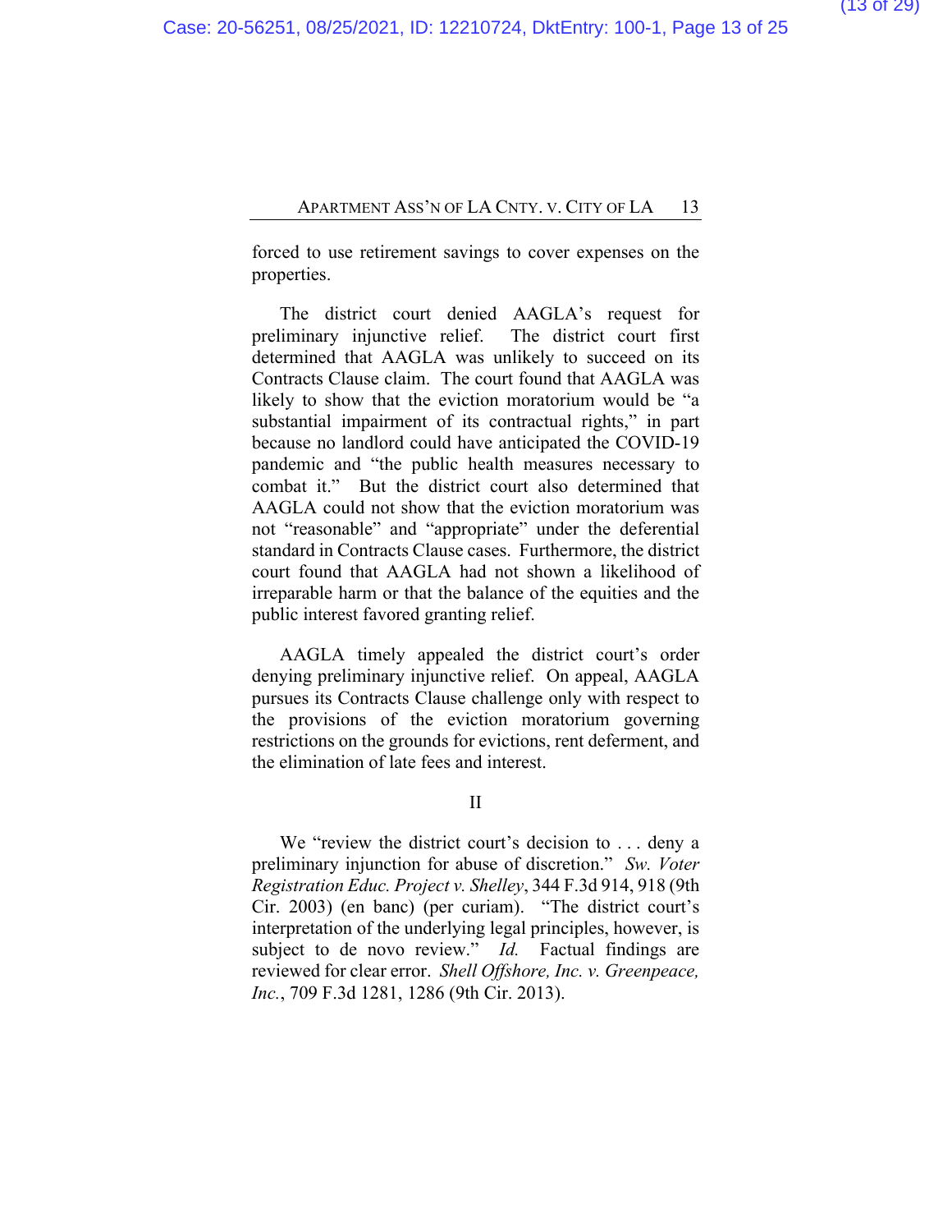forced to use retirement savings to cover expenses on the properties.

The district court denied AAGLA's request for preliminary injunctive relief. The district court first determined that AAGLA was unlikely to succeed on its Contracts Clause claim. The court found that AAGLA was likely to show that the eviction moratorium would be "a substantial impairment of its contractual rights," in part because no landlord could have anticipated the COVID-19 pandemic and "the public health measures necessary to combat it." But the district court also determined that AAGLA could not show that the eviction moratorium was not "reasonable" and "appropriate" under the deferential standard in Contracts Clause cases. Furthermore, the district court found that AAGLA had not shown a likelihood of irreparable harm or that the balance of the equities and the public interest favored granting relief.

AAGLA timely appealed the district court's order denying preliminary injunctive relief. On appeal, AAGLA pursues its Contracts Clause challenge only with respect to the provisions of the eviction moratorium governing restrictions on the grounds for evictions, rent deferment, and the elimination of late fees and interest.

## II

We "review the district court's decision to . . . deny a preliminary injunction for abuse of discretion." *Sw. Voter Registration Educ. Project v. Shelley*, 344 F.3d 914, 918 (9th Cir. 2003) (en banc) (per curiam). "The district court's interpretation of the underlying legal principles, however, is subject to de novo review." *Id.* Factual findings are reviewed for clear error. *Shell Offshore, Inc. v. Greenpeace, Inc.*, 709 F.3d 1281, 1286 (9th Cir. 2013).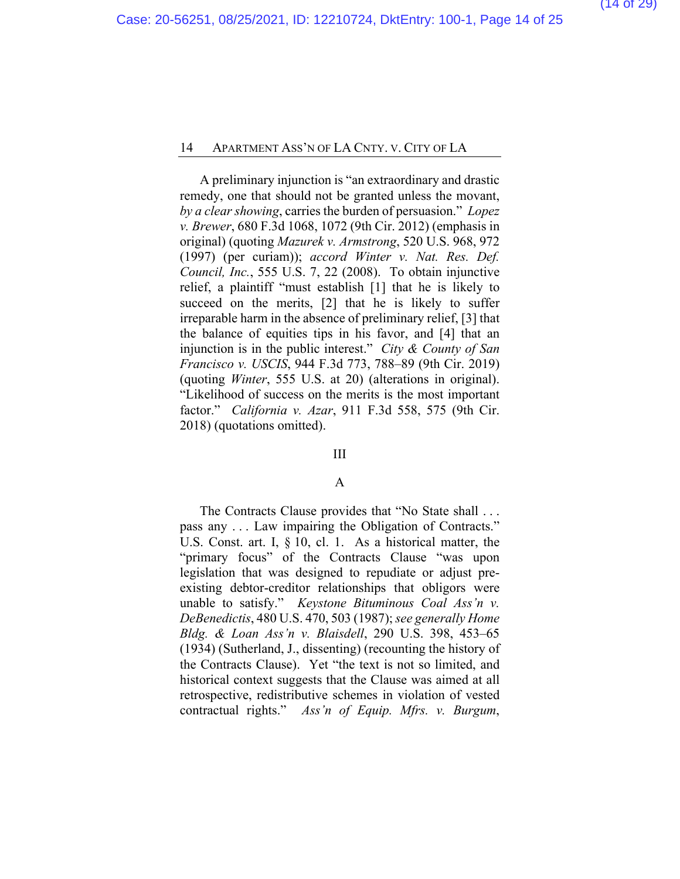A preliminary injunction is "an extraordinary and drastic remedy, one that should not be granted unless the movant, *by a clear showing*, carries the burden of persuasion." *Lopez v. Brewer*, 680 F.3d 1068, 1072 (9th Cir. 2012) (emphasis in original) (quoting *Mazurek v. Armstrong*, 520 U.S. 968, 972 (1997) (per curiam)); *accord Winter v. Nat. Res. Def. Council, Inc.*, 555 U.S. 7, 22 (2008). To obtain injunctive relief, a plaintiff "must establish [1] that he is likely to succeed on the merits, [2] that he is likely to suffer irreparable harm in the absence of preliminary relief, [3] that the balance of equities tips in his favor, and [4] that an injunction is in the public interest." *City & County of San Francisco v. USCIS*, 944 F.3d 773, 788–89 (9th Cir. 2019) (quoting *Winter*, 555 U.S. at 20) (alterations in original). "Likelihood of success on the merits is the most important factor." *California v. Azar*, 911 F.3d 558, 575 (9th Cir. 2018) (quotations omitted).

## III

### A

The Contracts Clause provides that "No State shall . . . pass any . . . Law impairing the Obligation of Contracts." U.S. Const. art. I, § 10, cl. 1. As a historical matter, the "primary focus" of the Contracts Clause "was upon legislation that was designed to repudiate or adjust pre-existing debtor-creditor relationships that obligors were unable to satisfy." *Keystone Bituminous Coal Ass'n v. DeBenedictis*, 480 U.S. 470, 503 (1987); *see generally Home Bldg. & Loan Ass'n v. Blaisdell*, 290 U.S. 398, 453–65 (1934) (Sutherland, J., dissenting) (recounting the history of the Contracts Clause). Yet "the text is not so limited, and historical context suggests that the Clause was aimed at all retrospective, redistributive schemes in violation of vested contractual rights." *Ass'n of Equip. Mfrs. v. Burgum*,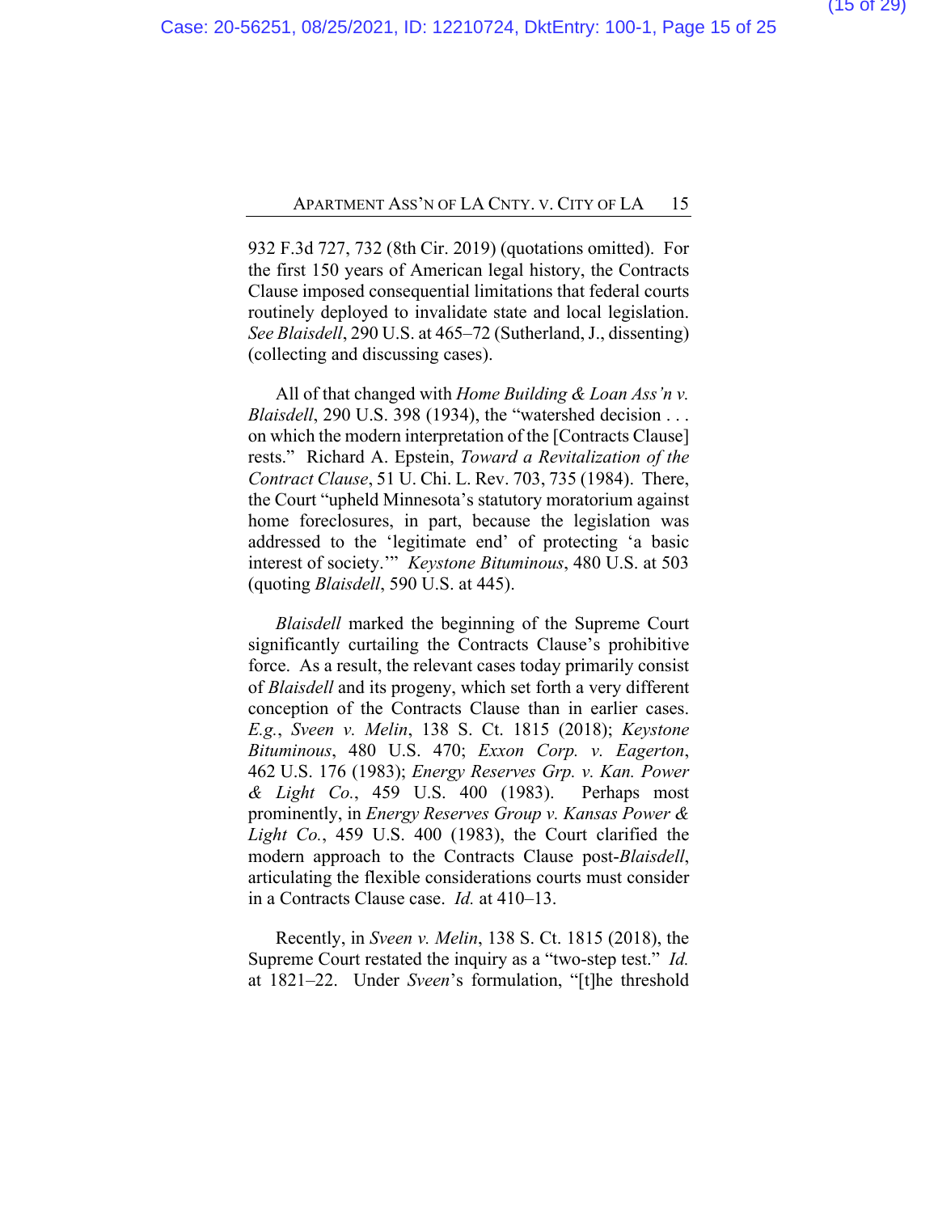932 F.3d 727, 732 (8th Cir. 2019) (quotations omitted). For the first 150 years of American legal history, the Contracts Clause imposed consequential limitations that federal courts routinely deployed to invalidate state and local legislation. *See Blaisdell*, 290 U.S. at 465–72 (Sutherland, J., dissenting) (collecting and discussing cases).

All of that changed with *Home Building & Loan Ass'n v. Blaisdell*, 290 U.S. 398 (1934), the "watershed decision . . . on which the modern interpretation of the [Contracts Clause] rests." Richard A. Epstein, *Toward a Revitalization of the Contract Clause*, 51 U. Chi. L. Rev. 703, 735 (1984). There, the Court "upheld Minnesota's statutory moratorium against home foreclosures, in part, because the legislation was addressed to the 'legitimate end' of protecting 'a basic interest of society.'" *Keystone Bituminous*, 480 U.S. at 503 (quoting *Blaisdell*, 590 U.S. at 445).

*Blaisdell* marked the beginning of the Supreme Court significantly curtailing the Contracts Clause's prohibitive force. As a result, the relevant cases today primarily consist of *Blaisdell* and its progeny, which set forth a very different conception of the Contracts Clause than in earlier cases. *E.g.*, *Sveen v. Melin*, 138 S. Ct. 1815 (2018); *Keystone Bituminous*, 480 U.S. 470; *Exxon Corp. v. Eagerton*, 462 U.S. 176 (1983); *Energy Reserves Grp. v. Kan. Power & Light Co.*, 459 U.S. 400 (1983). Perhaps most prominently, in *Energy Reserves Group v. Kansas Power & Light Co.*, 459 U.S. 400 (1983), the Court clarified the modern approach to the Contracts Clause post-*Blaisdell*, articulating the flexible considerations courts must consider in a Contracts Clause case. *Id.* at 410–13.

Recently, in *Sveen v. Melin*, 138 S. Ct. 1815 (2018), the Supreme Court restated the inquiry as a "two-step test." *Id.* at 1821–22. Under *Sveen*'s formulation, "[t]he threshold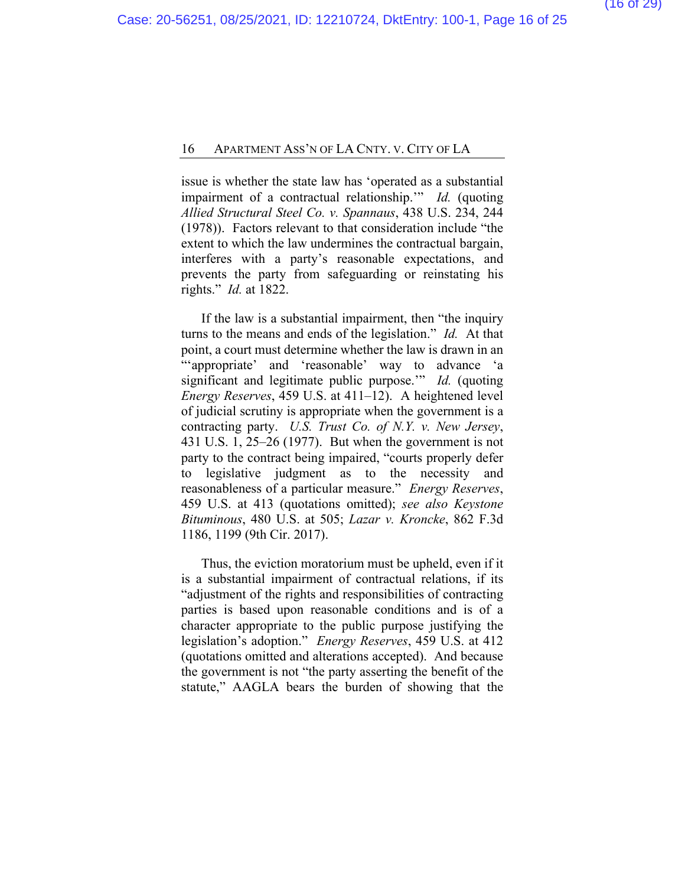issue is whether the state law has 'operated as a substantial impairment of a contractual relationship.'" *Id.* (quoting *Allied Structural Steel Co. v. Spannaus*, 438 U.S. 234, 244 (1978)). Factors relevant to that consideration include "the extent to which the law undermines the contractual bargain, interferes with a party's reasonable expectations, and prevents the party from safeguarding or reinstating his rights." *Id.* at 1822.

If the law is a substantial impairment, then "the inquiry turns to the means and ends of the legislation." *Id.* At that point, a court must determine whether the law is drawn in an "'appropriate' and 'reasonable' way to advance 'a significant and legitimate public purpose.'" *Id.* (quoting *Energy Reserves*, 459 U.S. at 411–12). A heightened level of judicial scrutiny is appropriate when the government is a contracting party. *U.S. Trust Co. of N.Y. v. New Jersey*, 431 U.S. 1, 25–26 (1977). But when the government is not party to the contract being impaired, "courts properly defer to legislative judgment as to the necessity and reasonableness of a particular measure." *Energy Reserves*, 459 U.S. at 413 (quotations omitted); *see also Keystone Bituminous*, 480 U.S. at 505; *Lazar v. Kroncke*, 862 F.3d 1186, 1199 (9th Cir. 2017).

Thus, the eviction moratorium must be upheld, even if it is a substantial impairment of contractual relations, if its "adjustment of the rights and responsibilities of contracting parties is based upon reasonable conditions and is of a character appropriate to the public purpose justifying the legislation's adoption." *Energy Reserves*, 459 U.S. at 412 (quotations omitted and alterations accepted). And because the government is not "the party asserting the benefit of the statute," AAGLA bears the burden of showing that the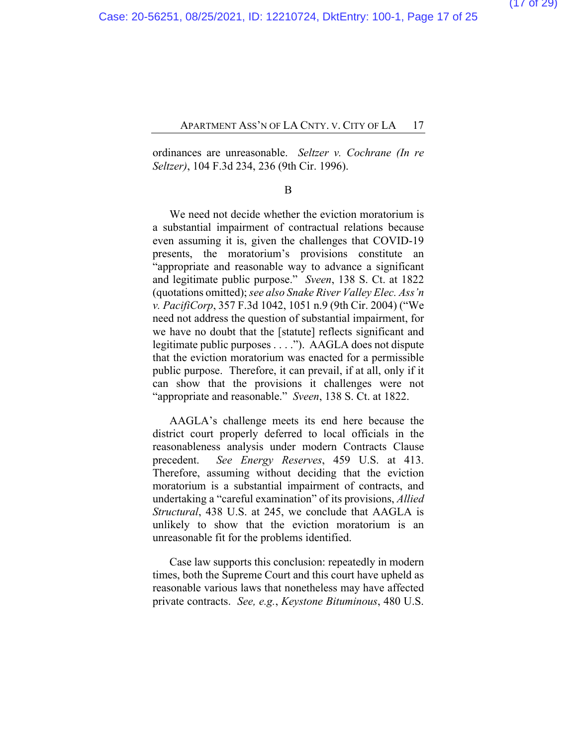ordinances are unreasonable. *Seltzer v. Cochrane (In re Seltzer)*, 104 F.3d 234, 236 (9th Cir. 1996).

B

We need not decide whether the eviction moratorium is a substantial impairment of contractual relations because even assuming it is, given the challenges that COVID-19 presents, the moratorium's provisions constitute an "appropriate and reasonable way to advance a significant and legitimate public purpose." *Sveen*, 138 S. Ct. at 1822 (quotations omitted); *see also Snake River Valley Elec. Ass'n v. PacifiCorp*, 357 F.3d 1042, 1051 n.9 (9th Cir. 2004) ("We need not address the question of substantial impairment, for we have no doubt that the [statute] reflects significant and legitimate public purposes . . . ."). AAGLA does not dispute that the eviction moratorium was enacted for a permissible public purpose. Therefore, it can prevail, if at all, only if it can show that the provisions it challenges were not "appropriate and reasonable." *Sveen*, 138 S. Ct. at 1822.

AAGLA's challenge meets its end here because the district court properly deferred to local officials in the reasonableness analysis under modern Contracts Clause precedent. *See Energy Reserves*, 459 U.S. at 413. Therefore, assuming without deciding that the eviction moratorium is a substantial impairment of contracts, and undertaking a "careful examination" of its provisions, *Allied Structural*, 438 U.S. at 245, we conclude that AAGLA is unlikely to show that the eviction moratorium is an unreasonable fit for the problems identified.

Case law supports this conclusion: repeatedly in modern times, both the Supreme Court and this court have upheld as reasonable various laws that nonetheless may have affected private contracts. *See, e.g.*, *Keystone Bituminous*, 480 U.S.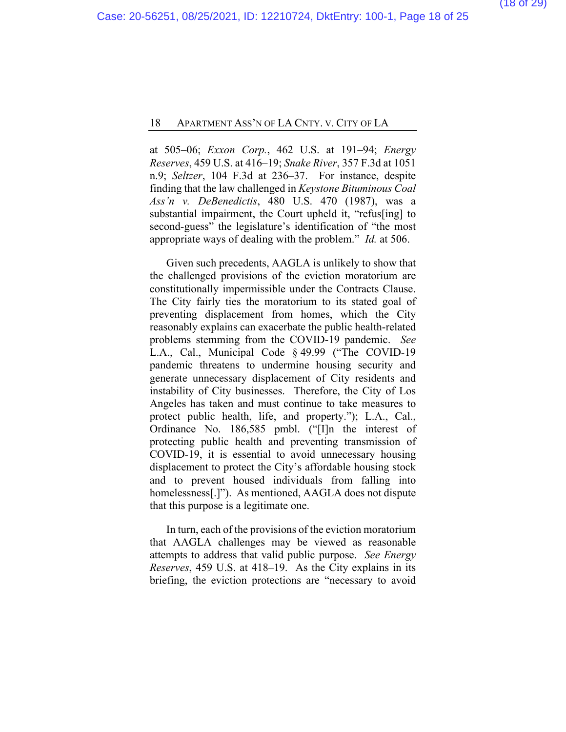at 505–06; *Exxon Corp.*, 462 U.S. at 191–94; *Energy Reserves*, 459 U.S. at 416–19; *Snake River*, 357 F.3d at 1051 n.9; *Seltzer*, 104 F.3d at 236–37. For instance, despite finding that the law challenged in *Keystone Bituminous Coal Ass'n v. DeBenedictis*, 480 U.S. 470 (1987), was a substantial impairment, the Court upheld it, "refus[ing] to second-guess" the legislature's identification of "the most appropriate ways of dealing with the problem." *Id.* at 506.

Given such precedents, AAGLA is unlikely to show that the challenged provisions of the eviction moratorium are constitutionally impermissible under the Contracts Clause. The City fairly ties the moratorium to its stated goal of preventing displacement from homes, which the City reasonably explains can exacerbate the public health-related problems stemming from the COVID-19 pandemic. *See* L.A., Cal., Municipal Code § 49.99 ("The COVID-19 pandemic threatens to undermine housing security and generate unnecessary displacement of City residents and instability of City businesses. Therefore, the City of Los Angeles has taken and must continue to take measures to protect public health, life, and property."); L.A., Cal., Ordinance No. 186,585 pmbl. ("[I]n the interest of protecting public health and preventing transmission of COVID-19, it is essential to avoid unnecessary housing displacement to protect the City's affordable housing stock and to prevent housed individuals from falling into homelessness[.]"). As mentioned, AAGLA does not dispute that this purpose is a legitimate one.

In turn, each of the provisions of the eviction moratorium that AAGLA challenges may be viewed as reasonable attempts to address that valid public purpose. *See Energy Reserves*, 459 U.S. at 418–19. As the City explains in its briefing, the eviction protections are "necessary to avoid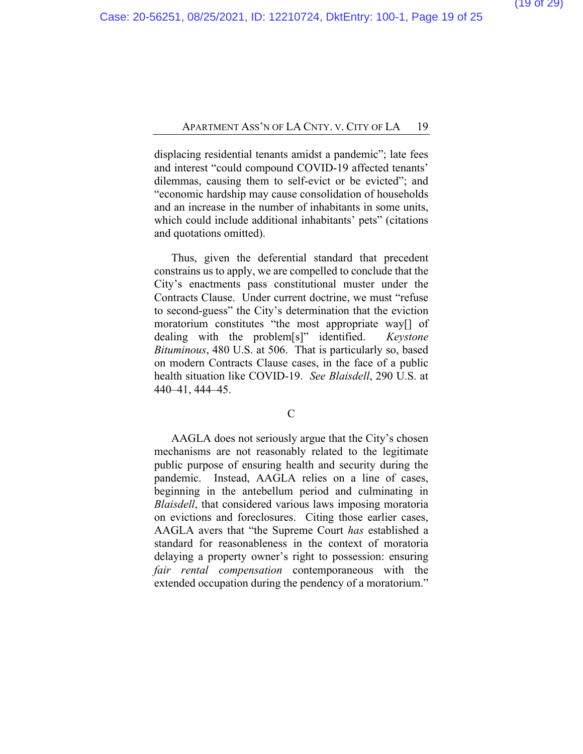displacing residential tenants amidst a pandemic"; late fees and interest "could compound COVID-19 affected tenants' dilemmas, causing them to self-evict or be evicted"; and "economic hardship may cause consolidation of households and an increase in the number of inhabitants in some units, which could include additional inhabitants' pets" (citations and quotations omitted).

Thus, given the deferential standard that precedent constrains us to apply, we are compelled to conclude that the City's enactments pass constitutional muster under the Contracts Clause. Under current doctrine, we must "refuse to second-guess" the City's determination that the eviction moratorium constitutes "the most appropriate way[] of dealing with the problem[s]" identified. *Keystone Bituminous*, 480 U.S. at 506. That is particularly so, based on modern Contracts Clause cases, in the face of a public health situation like COVID-19. *See Blaisdell*, 290 U.S. at 440–41, 444–45.

### C

AAGLA does not seriously argue that the City's chosen mechanisms are not reasonably related to the legitimate public purpose of ensuring health and security during the pandemic. Instead, AAGLA relies on a line of cases, beginning in the antebellum period and culminating in *Blaisdell*, that considered various laws imposing moratoria on evictions and foreclosures. Citing those earlier cases, AAGLA avers that "the Supreme Court *has* established a standard for reasonableness in the context of moratoria delaying a property owner's right to possession: ensuring *fair rental compensation* contemporaneous with the extended occupation during the pendency of a moratorium."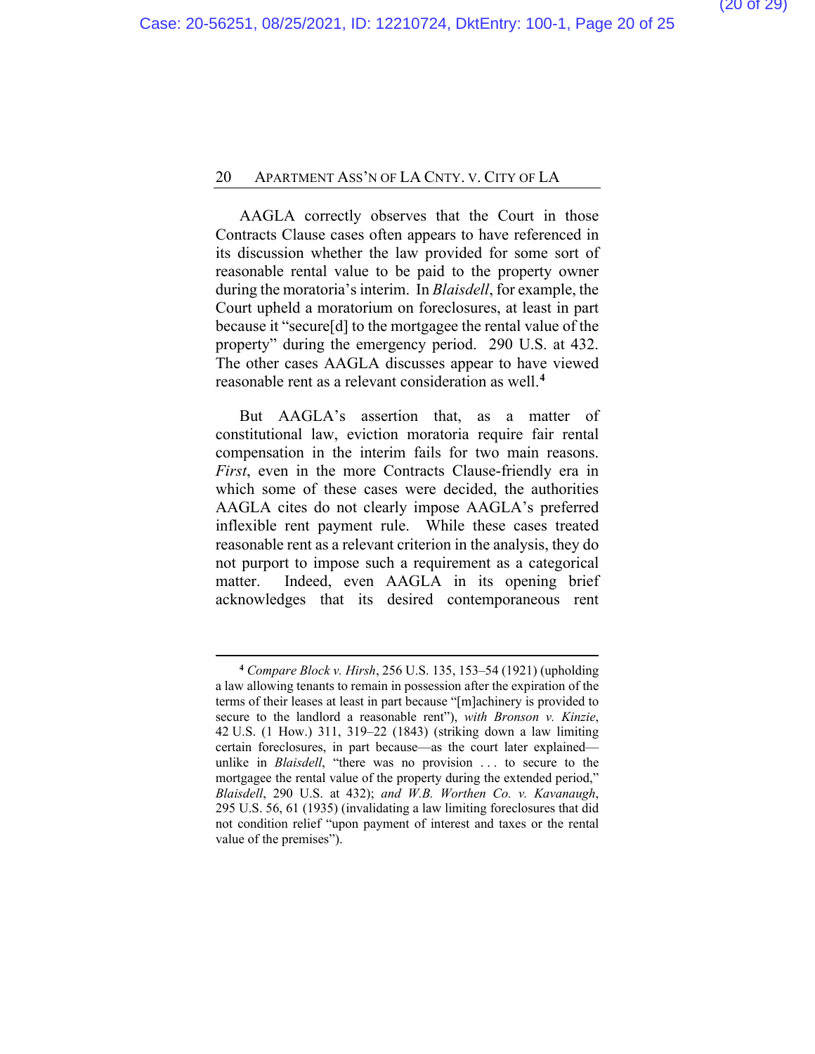AAGLA correctly observes that the Court in those Contracts Clause cases often appears to have referenced in its discussion whether the law provided for some sort of reasonable rental value to be paid to the property owner during the moratoria's interim. In *Blaisdell*, for example, the Court upheld a moratorium on foreclosures, at least in part because it "secure[d] to the mortgagee the rental value of the property" during the emergency period. 290 U.S. at 432. The other cases AAGLA discusses appear to have viewed reasonable rent as a relevant consideration as well.[4]

But AAGLA's assertion that, as a matter of constitutional law, eviction moratoria require fair rental compensation in the interim fails for two main reasons. *First*, even in the more Contracts Clause-friendly era in which some of these cases were decided, the authorities AAGLA cites do not clearly impose AAGLA's preferred inflexible rent payment rule. While these cases treated reasonable rent as a relevant criterion in the analysis, they do not purport to impose such a requirement as a categorical matter. Indeed, even AAGLA in its opening brief acknowledges that its desired contemporaneous rent

---

[4] *Compare Block v. Hirsh*, 256 U.S. 135, 153–54 (1921) (upholding a law allowing tenants to remain in possession after the expiration of the terms of their leases at least in part because "[m]achinery is provided to secure to the landlord a reasonable rent"), *with Bronson v. Kinzie*, 42 U.S. (1 How.) 311, 319–22 (1843) (striking down a law limiting certain foreclosures, in part because—as the court later explained—unlike in *Blaisdell*, "there was no provision . . . to secure to the mortgagee the rental value of the property during the extended period," *Blaisdell*, 290 U.S. at 432); *and W.B. Worthen Co. v. Kavanaugh*, 295 U.S. 56, 61 (1935) (invalidating a law limiting foreclosures that did not condition relief "upon payment of interest and taxes or the rental value of the premises").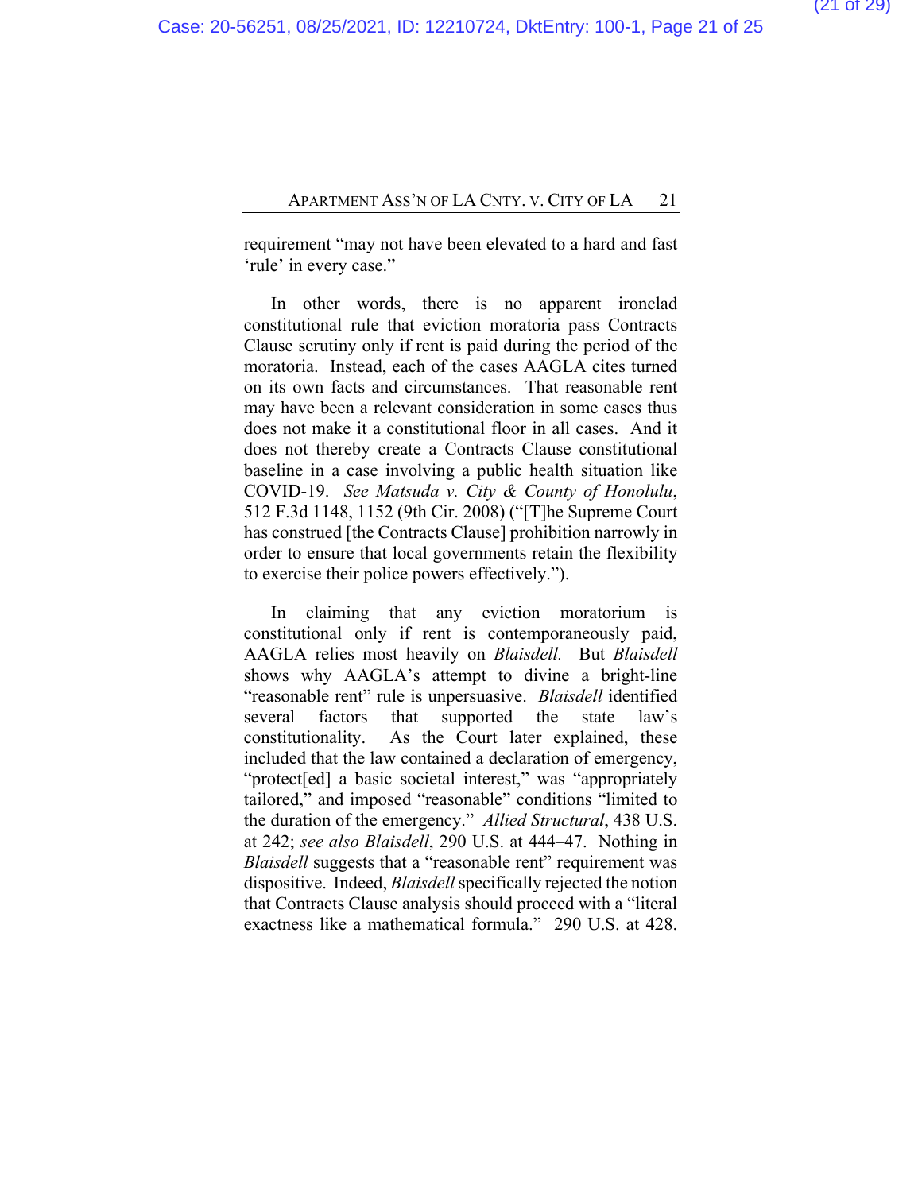requirement "may not have been elevated to a hard and fast 'rule' in every case."

In other words, there is no apparent ironclad constitutional rule that eviction moratoria pass Contracts Clause scrutiny only if rent is paid during the period of the moratoria. Instead, each of the cases AAGLA cites turned on its own facts and circumstances. That reasonable rent may have been a relevant consideration in some cases thus does not make it a constitutional floor in all cases. And it does not thereby create a Contracts Clause constitutional baseline in a case involving a public health situation like COVID-19. *See Matsuda v. City & County of Honolulu*, 512 F.3d 1148, 1152 (9th Cir. 2008) ("[T]he Supreme Court has construed [the Contracts Clause] prohibition narrowly in order to ensure that local governments retain the flexibility to exercise their police powers effectively.").

In claiming that any eviction moratorium is constitutional only if rent is contemporaneously paid, AAGLA relies most heavily on *Blaisdell.* But *Blaisdell* shows why AAGLA's attempt to divine a bright-line "reasonable rent" rule is unpersuasive. *Blaisdell* identified several factors that supported the state law's constitutionality. As the Court later explained, these included that the law contained a declaration of emergency, "protect[ed] a basic societal interest," was "appropriately tailored," and imposed "reasonable" conditions "limited to the duration of the emergency." *Allied Structural*, 438 U.S. at 242; *see also Blaisdell*, 290 U.S. at 444–47. Nothing in *Blaisdell* suggests that a "reasonable rent" requirement was dispositive. Indeed, *Blaisdell* specifically rejected the notion that Contracts Clause analysis should proceed with a "literal exactness like a mathematical formula." 290 U.S. at 428.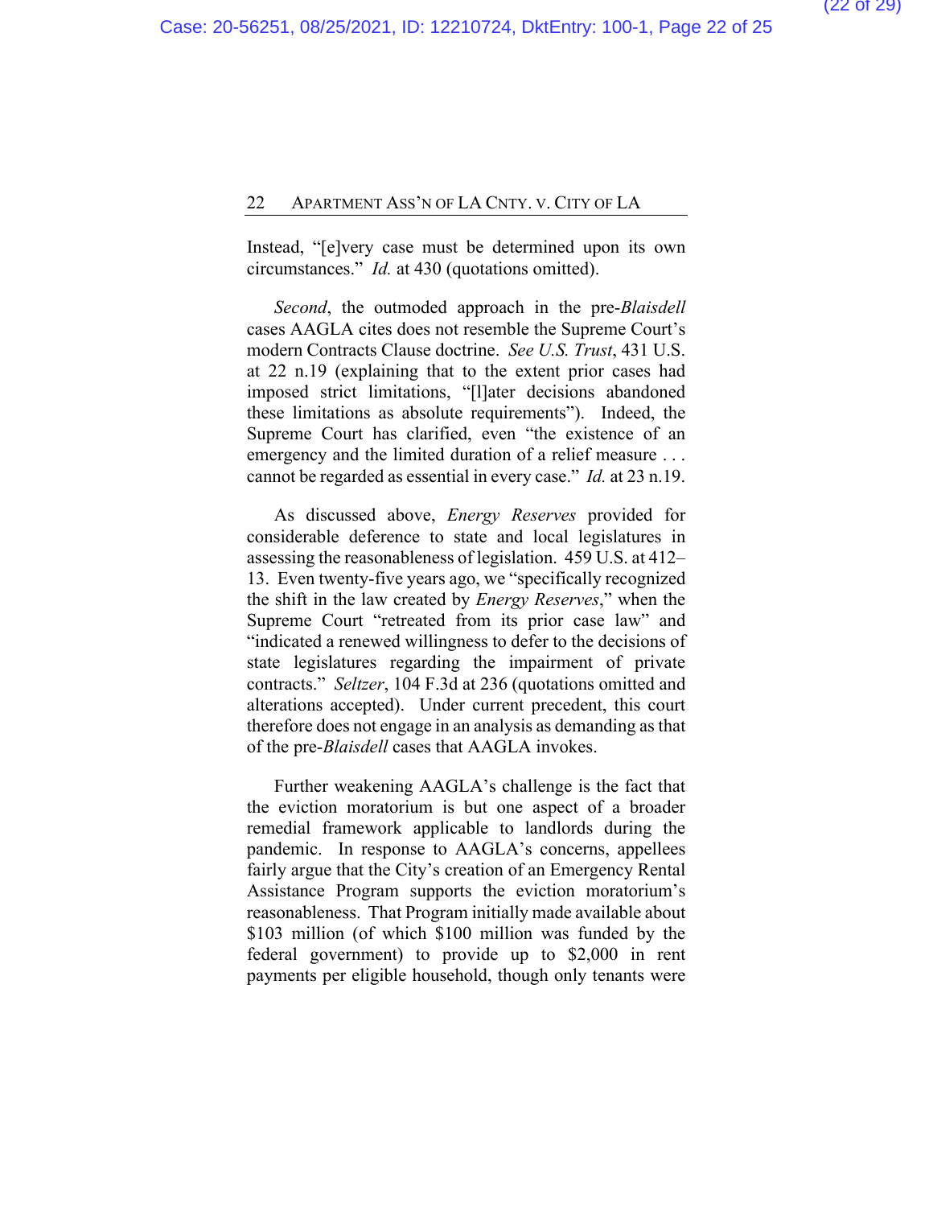Instead, "[e]very case must be determined upon its own circumstances." *Id.* at 430 (quotations omitted).

*Second*, the outmoded approach in the pre-*Blaisdell* cases AAGLA cites does not resemble the Supreme Court's modern Contracts Clause doctrine. *See U.S. Trust*, 431 U.S. at 22 n.19 (explaining that to the extent prior cases had imposed strict limitations, "[l]ater decisions abandoned these limitations as absolute requirements"). Indeed, the Supreme Court has clarified, even "the existence of an emergency and the limited duration of a relief measure . . . cannot be regarded as essential in every case." *Id.* at 23 n.19.

As discussed above, *Energy Reserves* provided for considerable deference to state and local legislatures in assessing the reasonableness of legislation. 459 U.S. at 412–13. Even twenty-five years ago, we "specifically recognized the shift in the law created by *Energy Reserves*," when the Supreme Court "retreated from its prior case law" and "indicated a renewed willingness to defer to the decisions of state legislatures regarding the impairment of private contracts." *Seltzer*, 104 F.3d at 236 (quotations omitted and alterations accepted). Under current precedent, this court therefore does not engage in an analysis as demanding as that of the pre-*Blaisdell* cases that AAGLA invokes.

Further weakening AAGLA's challenge is the fact that the eviction moratorium is but one aspect of a broader remedial framework applicable to landlords during the pandemic. In response to AAGLA's concerns, appellees fairly argue that the City's creation of an Emergency Rental Assistance Program supports the eviction moratorium's reasonableness. That Program initially made available about $103 million (of which $100 million was funded by the federal government) to provide up to $2,000 in rent payments per eligible household, though only tenants were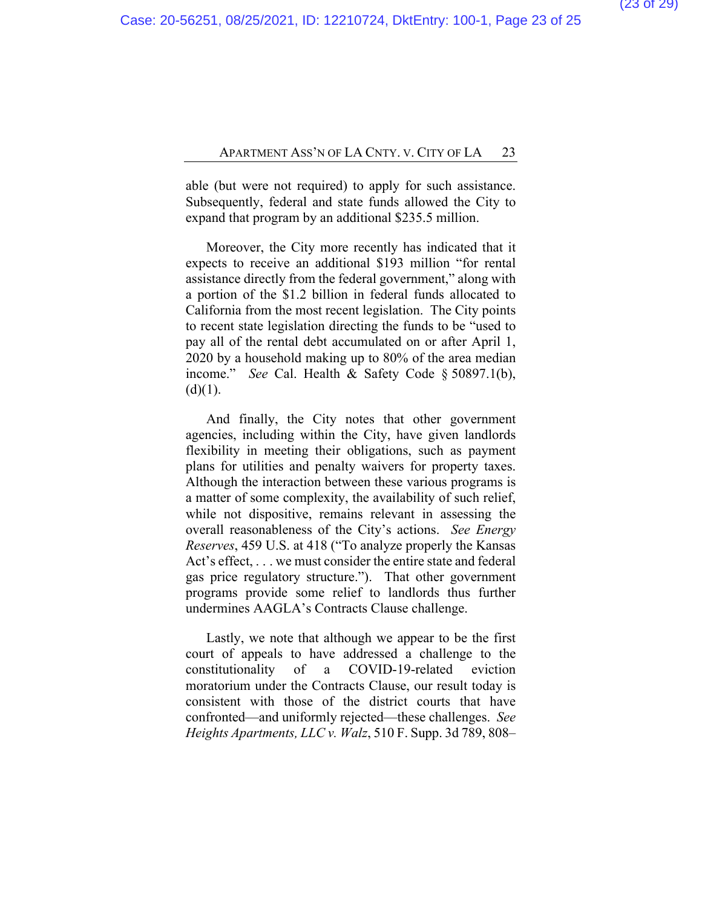able (but were not required) to apply for such assistance. Subsequently, federal and state funds allowed the City to expand that program by an additional $235.5 million.

Moreover, the City more recently has indicated that it expects to receive an additional $193 million "for rental assistance directly from the federal government," along with a portion of the $1.2 billion in federal funds allocated to California from the most recent legislation. The City points to recent state legislation directing the funds to be "used to pay all of the rental debt accumulated on or after April 1, 2020 by a household making up to 80% of the area median income." *See* Cal. Health & Safety Code § 50897.1(b), (d)(1).

And finally, the City notes that other government agencies, including within the City, have given landlords flexibility in meeting their obligations, such as payment plans for utilities and penalty waivers for property taxes. Although the interaction between these various programs is a matter of some complexity, the availability of such relief, while not dispositive, remains relevant in assessing the overall reasonableness of the City's actions. *See Energy Reserves*, 459 U.S. at 418 ("To analyze properly the Kansas Act's effect, . . . we must consider the entire state and federal gas price regulatory structure."). That other government programs provide some relief to landlords thus further undermines AAGLA's Contracts Clause challenge.

Lastly, we note that although we appear to be the first court of appeals to have addressed a challenge to the constitutionality of a COVID-19-related eviction moratorium under the Contracts Clause, our result today is consistent with those of the district courts that have confronted—and uniformly rejected—these challenges. *See Heights Apartments, LLC v. Walz*, 510 F. Supp. 3d 789, 808–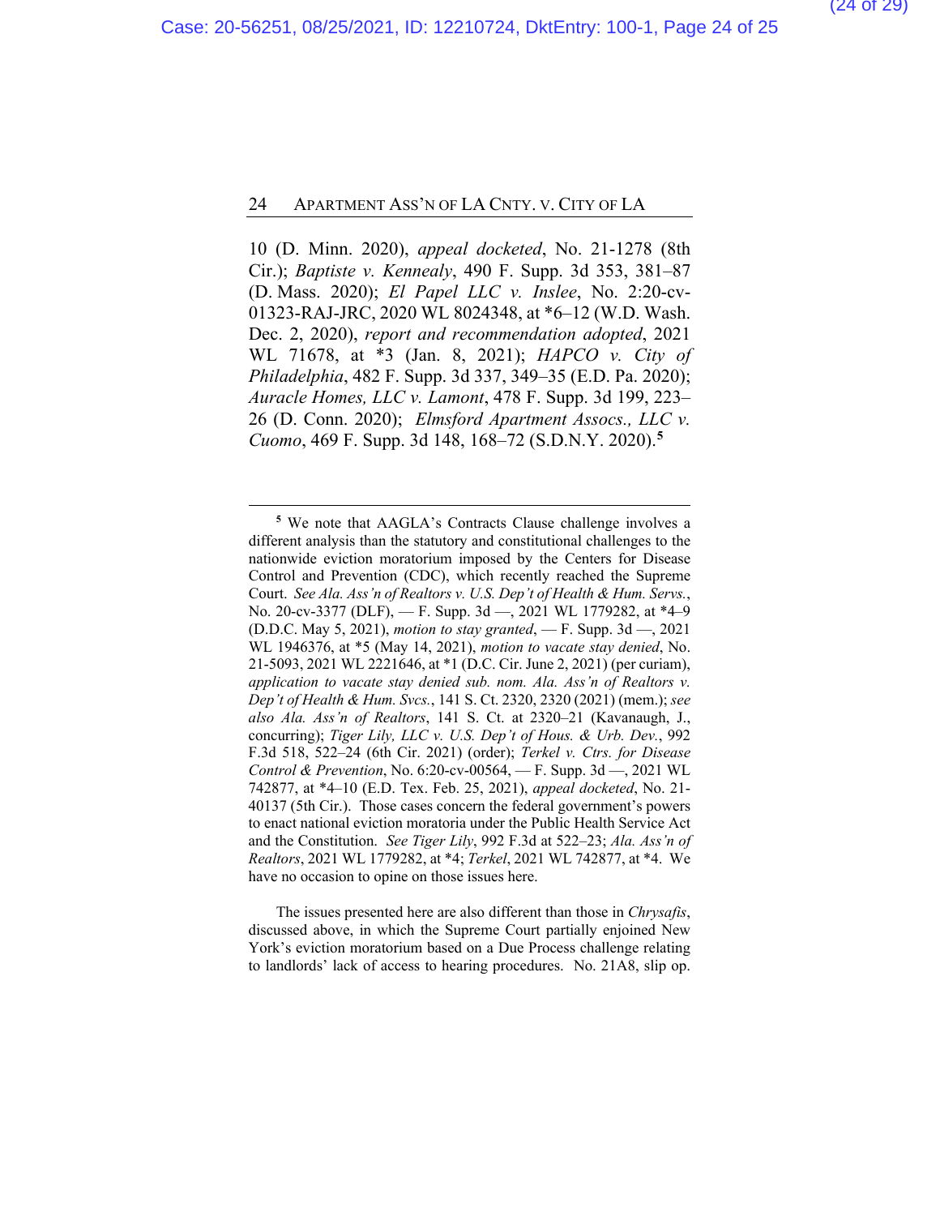10 (D. Minn. 2020), *appeal docketed*, No. 21-1278 (8th Cir.); *Baptiste v. Kennealy*, 490 F. Supp. 3d 353, 381–87 (D. Mass. 2020); *El Papel LLC v. Inslee*, No. 2:20-cv-01323-RAJ-JRC, 2020 WL 8024348, at *6–12 (W.D. Wash. Dec. 2, 2020), *report and recommendation adopted*, 2021 WL 71678, at *3 (Jan. 8, 2021); *HAPCO v. City of Philadelphia*, 482 F. Supp. 3d 337, 349–35 (E.D. Pa. 2020); *Auracle Homes, LLC v. Lamont*, 478 F. Supp. 3d 199, 223–26 (D. Conn. 2020); *Elmsford Apartment Assocs., LLC v. Cuomo*, 469 F. Supp. 3d 148, 168–72 (S.D.N.Y. 2020).[5]

---

[5] We note that AAGLA's Contracts Clause challenge involves a different analysis than the statutory and constitutional challenges to the nationwide eviction moratorium imposed by the Centers for Disease Control and Prevention (CDC), which recently reached the Supreme Court. *See Ala. Ass'n of Realtors v. U.S. Dep't of Health & Hum. Servs.*, No. 20-cv-3377 (DLF), — F. Supp. 3d —, 2021 WL 1779282, at *4–9 (D.D.C. May 5, 2021), *motion to stay granted*, — F. Supp. 3d —, 2021 WL 1946376, at *5 (May 14, 2021), *motion to vacate stay denied*, No. 21-5093, 2021 WL 2221646, at *1 (D.C. Cir. June 2, 2021) (per curiam), *application to vacate stay denied sub. nom. Ala. Ass'n of Realtors v. Dep't of Health & Hum. Svcs.*, 141 S. Ct. 2320, 2320 (2021) (mem.); *see also Ala. Ass'n of Realtors*, 141 S. Ct. at 2320–21 (Kavanaugh, J., concurring); *Tiger Lily, LLC v. U.S. Dep't of Hous. & Urb. Dev.*, 992 F.3d 518, 522–24 (6th Cir. 2021) (order); *Terkel v. Ctrs. for Disease Control & Prevention*, No. 6:20-cv-00564, — F. Supp. 3d —, 2021 WL 742877, at *4–10 (E.D. Tex. Feb. 25, 2021), *appeal docketed*, No. 21-40137 (5th Cir.). Those cases concern the federal government's powers to enact national eviction moratoria under the Public Health Service Act and the Constitution. *See Tiger Lily*, 992 F.3d at 522–23; *Ala. Ass'n of Realtors*, 2021 WL 1779282, at *4; *Terkel*, 2021 WL 742877, at *4. We have no occasion to opine on those issues here.

The issues presented here are also different than those in *Chrysafis*, discussed above, in which the Supreme Court partially enjoined New York's eviction moratorium based on a Due Process challenge relating to landlords' lack of access to hearing procedures. No. 21A8, slip op.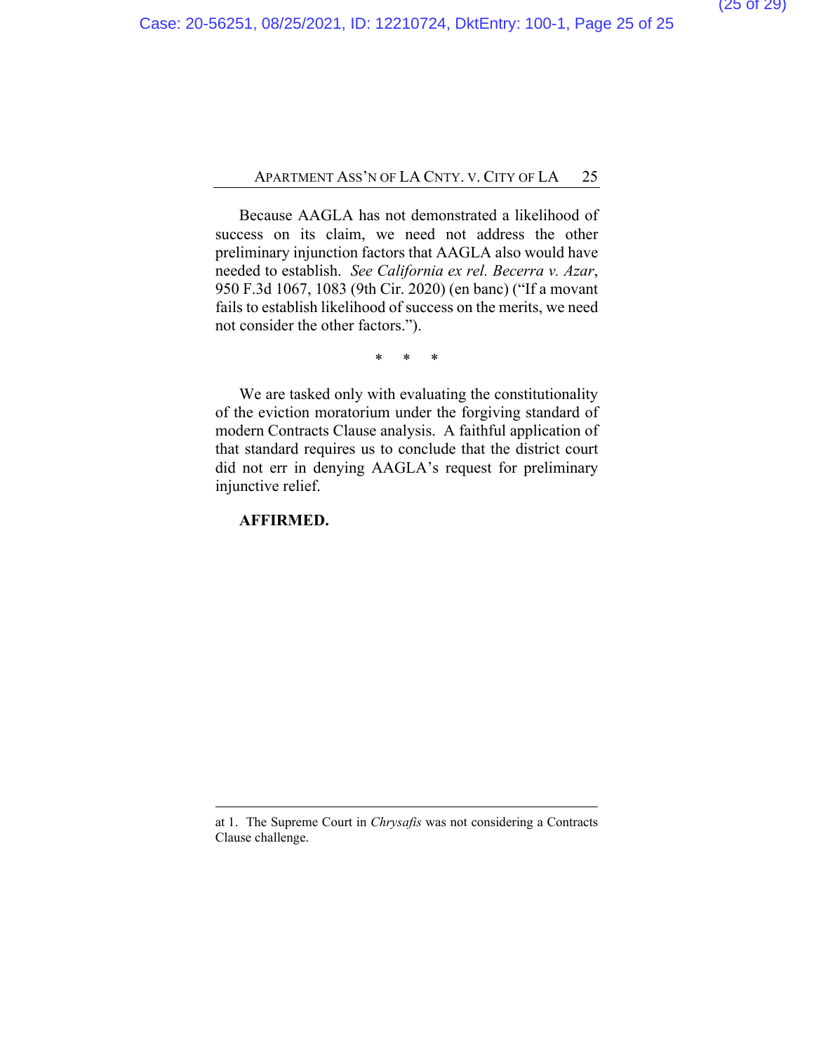Because AAGLA has not demonstrated a likelihood of success on its claim, we need not address the other preliminary injunction factors that AAGLA also would have needed to establish. *See California ex rel. Becerra v. Azar*, 950 F.3d 1067, 1083 (9th Cir. 2020) (en banc) ("If a movant fails to establish likelihood of success on the merits, we need not consider the other factors.").

\* \* \*

We are tasked only with evaluating the constitutionality of the eviction moratorium under the forgiving standard of modern Contracts Clause analysis. A faithful application of that standard requires us to conclude that the district court did not err in denying AAGLA's request for preliminary injunctive relief.

**AFFIRMED.**

---

at 1. The Supreme Court in *Chrysafis* was not considering a Contracts Clause challenge.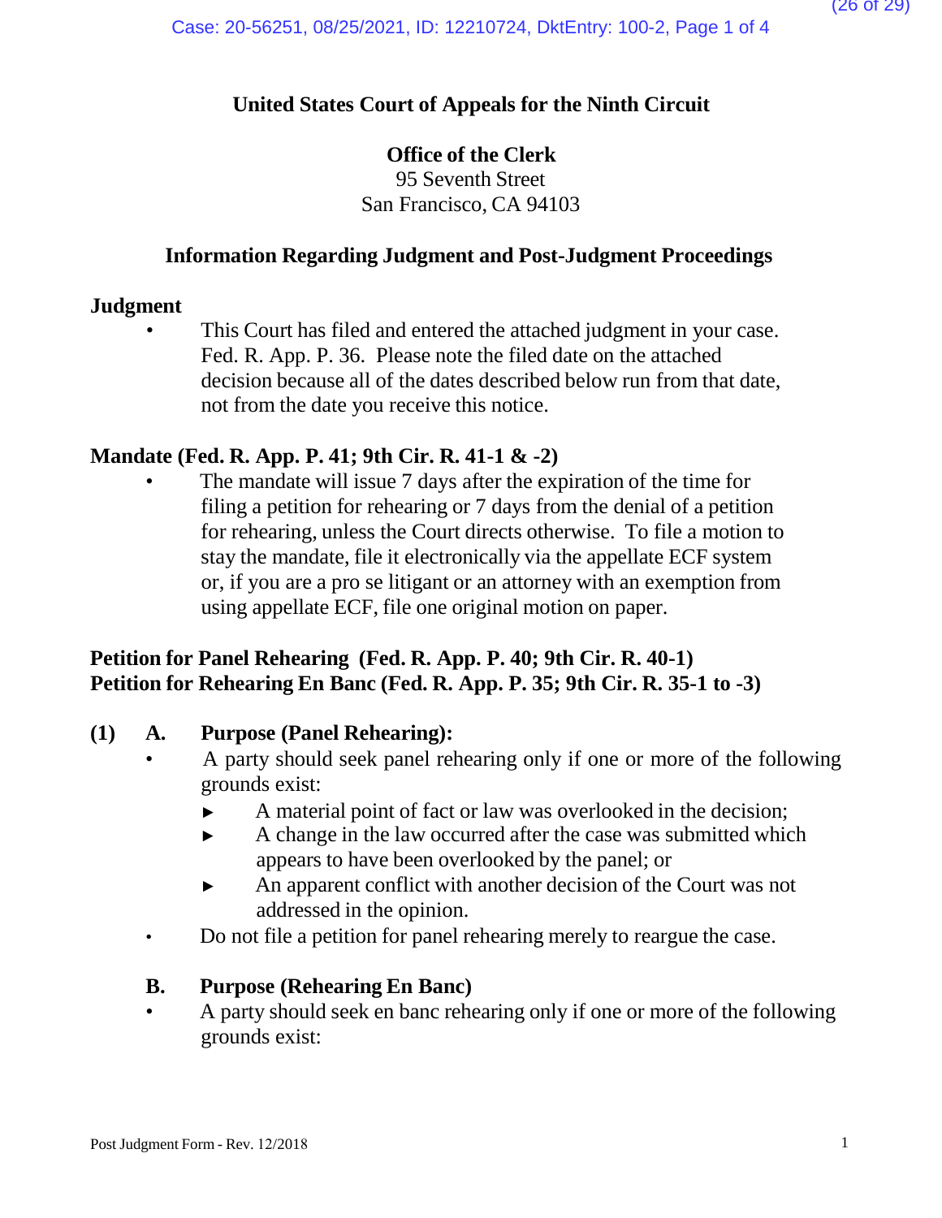**United States Court of Appeals for the Ninth Circuit**

**Office of the Clerk**
95 Seventh Street
San Francisco, CA 94103

**Information Regarding Judgment and Post-Judgment Proceedings**

**Judgment**

- This Court has filed and entered the attached judgment in your case. Fed. R. App. P. 36. Please note the filed date on the attached decision because all of the dates described below run from that date, not from the date you receive this notice.

**Mandate (Fed. R. App. P. 41; 9th Cir. R. 41-1 & -2)**

- The mandate will issue 7 days after the expiration of the time for filing a petition for rehearing or 7 days from the denial of a petition for rehearing, unless the Court directs otherwise. To file a motion to stay the mandate, file it electronically via the appellate ECF system or, if you are a pro se litigant or an attorney with an exemption from using appellate ECF, file one original motion on paper.

**Petition for Panel Rehearing (Fed. R. App. P. 40; 9th Cir. R. 40-1)**
**Petition for Rehearing En Banc (Fed. R. App. P. 35; 9th Cir. R. 35-1 to -3)**

**(1) A. Purpose (Panel Rehearing):**

- A party should seek panel rehearing only if one or more of the following grounds exist:
  - ► A material point of fact or law was overlooked in the decision;
  - ► A change in the law occurred after the case was submitted which appears to have been overlooked by the panel; or
  - ► An apparent conflict with another decision of the Court was not addressed in the opinion.
- Do not file a petition for panel rehearing merely to reargue the case.

**B. Purpose (Rehearing En Banc)**

- A party should seek en banc rehearing only if one or more of the following grounds exist: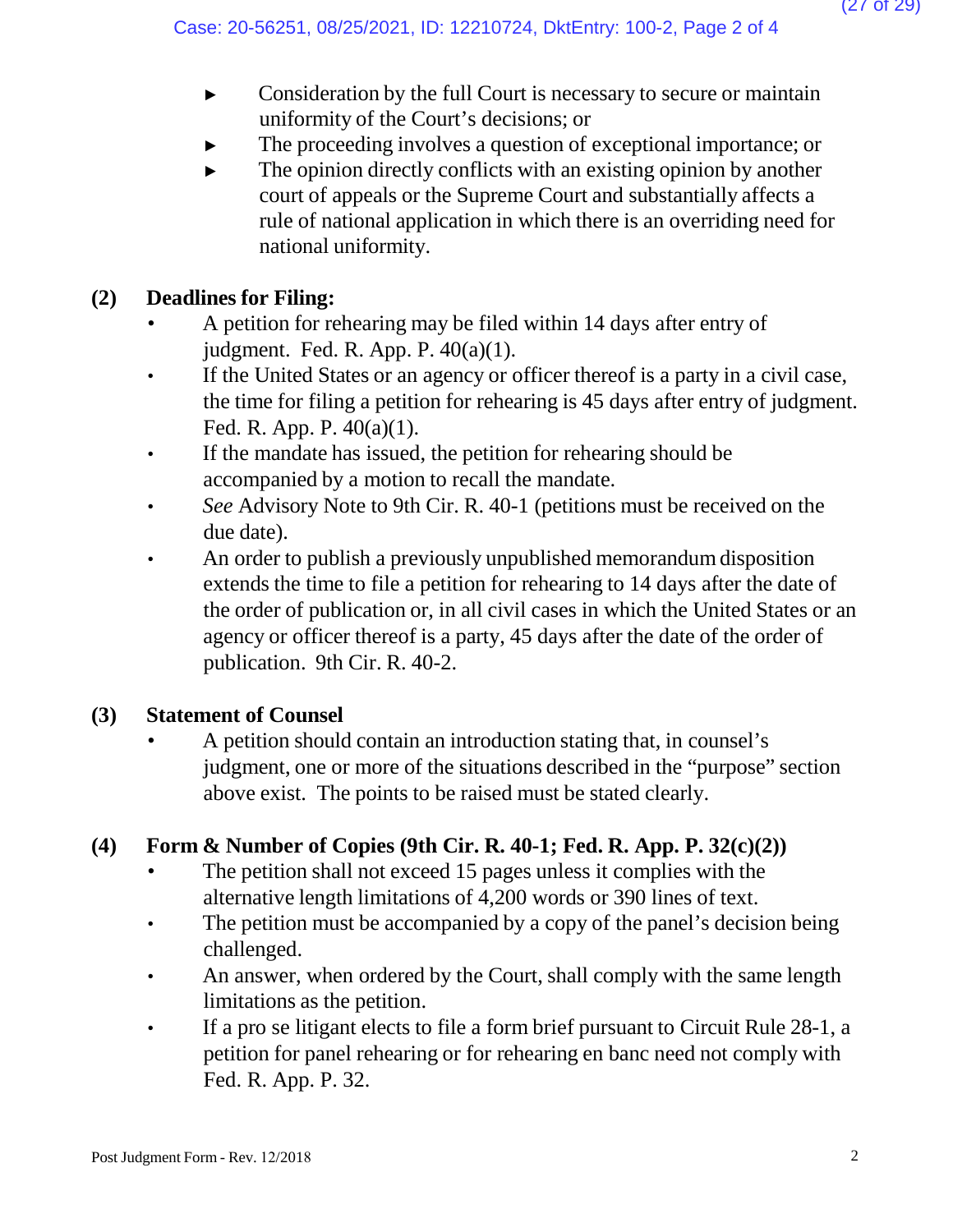- Consideration by the full Court is necessary to secure or maintain uniformity of the Court's decisions; or
- The proceeding involves a question of exceptional importance; or
- The opinion directly conflicts with an existing opinion by another court of appeals or the Supreme Court and substantially affects a rule of national application in which there is an overriding need for national uniformity.

## (2) Deadlines for Filing:

- A petition for rehearing may be filed within 14 days after entry of judgment. Fed. R. App. P. 40(a)(1).
- If the United States or an agency or officer thereof is a party in a civil case, the time for filing a petition for rehearing is 45 days after entry of judgment. Fed. R. App. P. 40(a)(1).
- If the mandate has issued, the petition for rehearing should be accompanied by a motion to recall the mandate.
- *See* Advisory Note to 9th Cir. R. 40-1 (petitions must be received on the due date).
- An order to publish a previously unpublished memorandum disposition extends the time to file a petition for rehearing to 14 days after the date of the order of publication or, in all civil cases in which the United States or an agency or officer thereof is a party, 45 days after the date of the order of publication. 9th Cir. R. 40-2.

## (3) Statement of Counsel

- A petition should contain an introduction stating that, in counsel's judgment, one or more of the situations described in the "purpose" section above exist. The points to be raised must be stated clearly.

## (4) Form & Number of Copies (9th Cir. R. 40-1; Fed. R. App. P. 32(c)(2))

- The petition shall not exceed 15 pages unless it complies with the alternative length limitations of 4,200 words or 390 lines of text.
- The petition must be accompanied by a copy of the panel's decision being challenged.
- An answer, when ordered by the Court, shall comply with the same length limitations as the petition.
- If a pro se litigant elects to file a form brief pursuant to Circuit Rule 28-1, a petition for panel rehearing or for rehearing en banc need not comply with Fed. R. App. P. 32.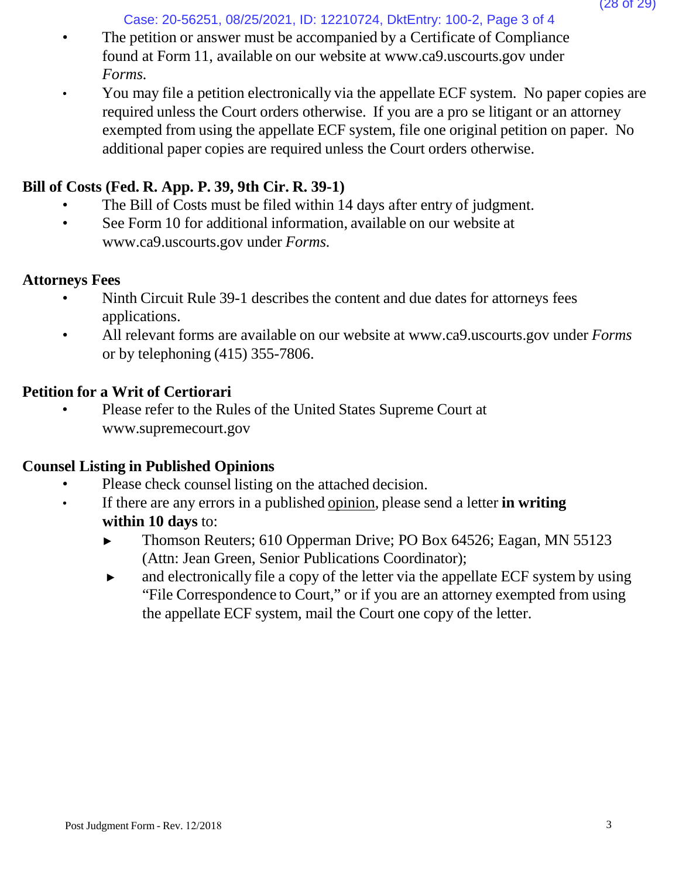- The petition or answer must be accompanied by a Certificate of Compliance found at Form 11, available on our website at www.ca9.uscourts.gov under *Forms.*
- You may file a petition electronically via the appellate ECF system. No paper copies are required unless the Court orders otherwise. If you are a pro se litigant or an attorney exempted from using the appellate ECF system, file one original petition on paper. No additional paper copies are required unless the Court orders otherwise.

**Bill of Costs (Fed. R. App. P. 39, 9th Cir. R. 39-1)**

- The Bill of Costs must be filed within 14 days after entry of judgment.
- See Form 10 for additional information, available on our website at www.ca9.uscourts.gov under *Forms.*

**Attorneys Fees**

- Ninth Circuit Rule 39-1 describes the content and due dates for attorneys fees applications.
- All relevant forms are available on our website at www.ca9.uscourts.gov under *Forms* or by telephoning (415) 355-7806.

**Petition for a Writ of Certiorari**

- Please refer to the Rules of the United States Supreme Court at www.supremecourt.gov

**Counsel Listing in Published Opinions**

- Please check counsel listing on the attached decision.
- If there are any errors in a published opinion, please send a letter **in writing within 10 days** to:
  - ► Thomson Reuters; 610 Opperman Drive; PO Box 64526; Eagan, MN 55123 (Attn: Jean Green, Senior Publications Coordinator);
  - ► and electronically file a copy of the letter via the appellate ECF system by using "File Correspondence to Court," or if you are an attorney exempted from using the appellate ECF system, mail the Court one copy of the letter.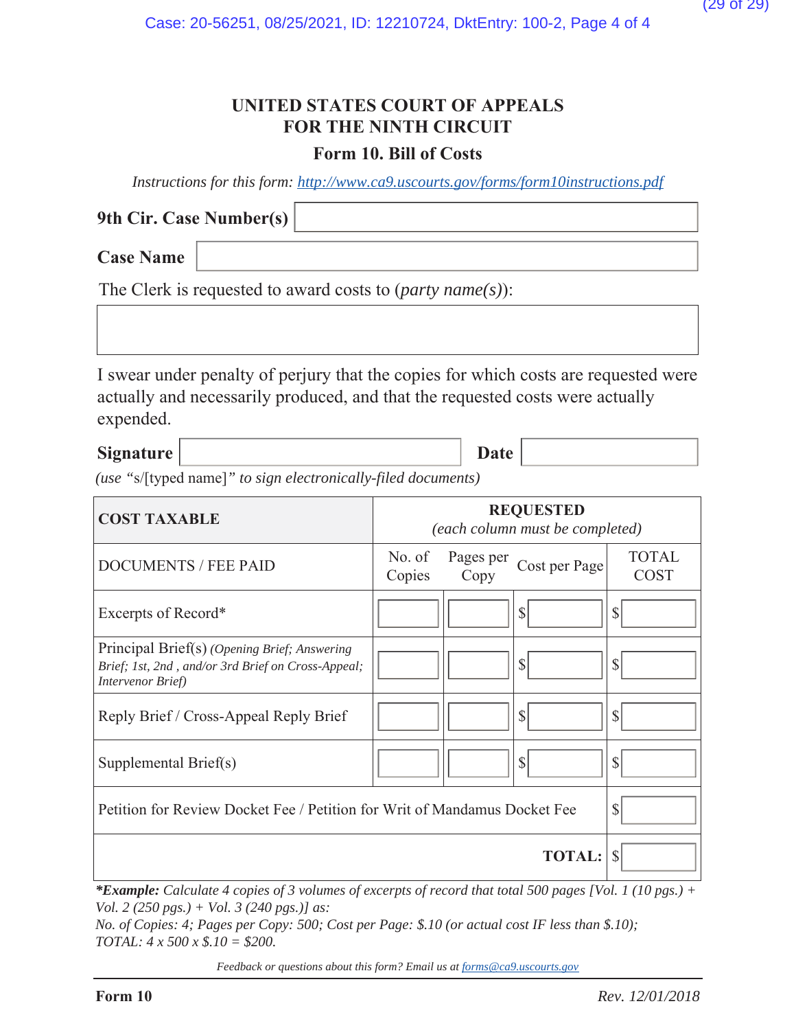# UNITED STATES COURT OF APPEALS
# FOR THE NINTH CIRCUIT

## Form 10. Bill of Costs

*Instructions for this form: http://www.ca9.uscourts.gov/forms/form10instructions.pdf*

**9th Cir. Case Number(s)**

**Case Name**

The Clerk is requested to award costs to (*party name(s)*):

I swear under penalty of perjury that the copies for which costs are requested were actually and necessarily produced, and that the requested costs were actually expended.

**Signature** | **Date**

*(use "s/[typed name]" to sign electronically-filed documents)*

| **COST TAXABLE** | **REQUESTED** *(each column must be completed)* | | | |
|---|---|---|---|---|
| DOCUMENTS / FEE PAID | No. of Copies | Pages per Copy | Cost per Page | TOTAL COST |
| Excerpts of Record* | | | $ | $ |
| Principal Brief(s) *(Opening Brief; Answering Brief; 1st, 2nd , and/or 3rd Brief on Cross-Appeal; Intervenor Brief)* | | | $ | $ |
| Reply Brief / Cross-Appeal Reply Brief | | | $ | $ |
| Supplemental Brief(s) | | | $ | $ |
| Petition for Review Docket Fee / Petition for Writ of Mandamus Docket Fee | | | | $ |
| | | | **TOTAL:** | $ |

***Example:** Calculate 4 copies of 3 volumes of excerpts of record that total 500 pages [Vol. 1 (10 pgs.) + Vol. 2 (250 pgs.) + Vol. 3 (240 pgs.)] as:*
*No. of Copies: 4; Pages per Copy: 500; Cost per Page: $.10 (or actual cost IF less than $.10);*
*TOTAL: 4 x 500 x $.10 = $200.*

*Feedback or questions about this form? Email us at forms@ca9.uscourts.gov*

**Form 10** *Rev. 12/01/2018*